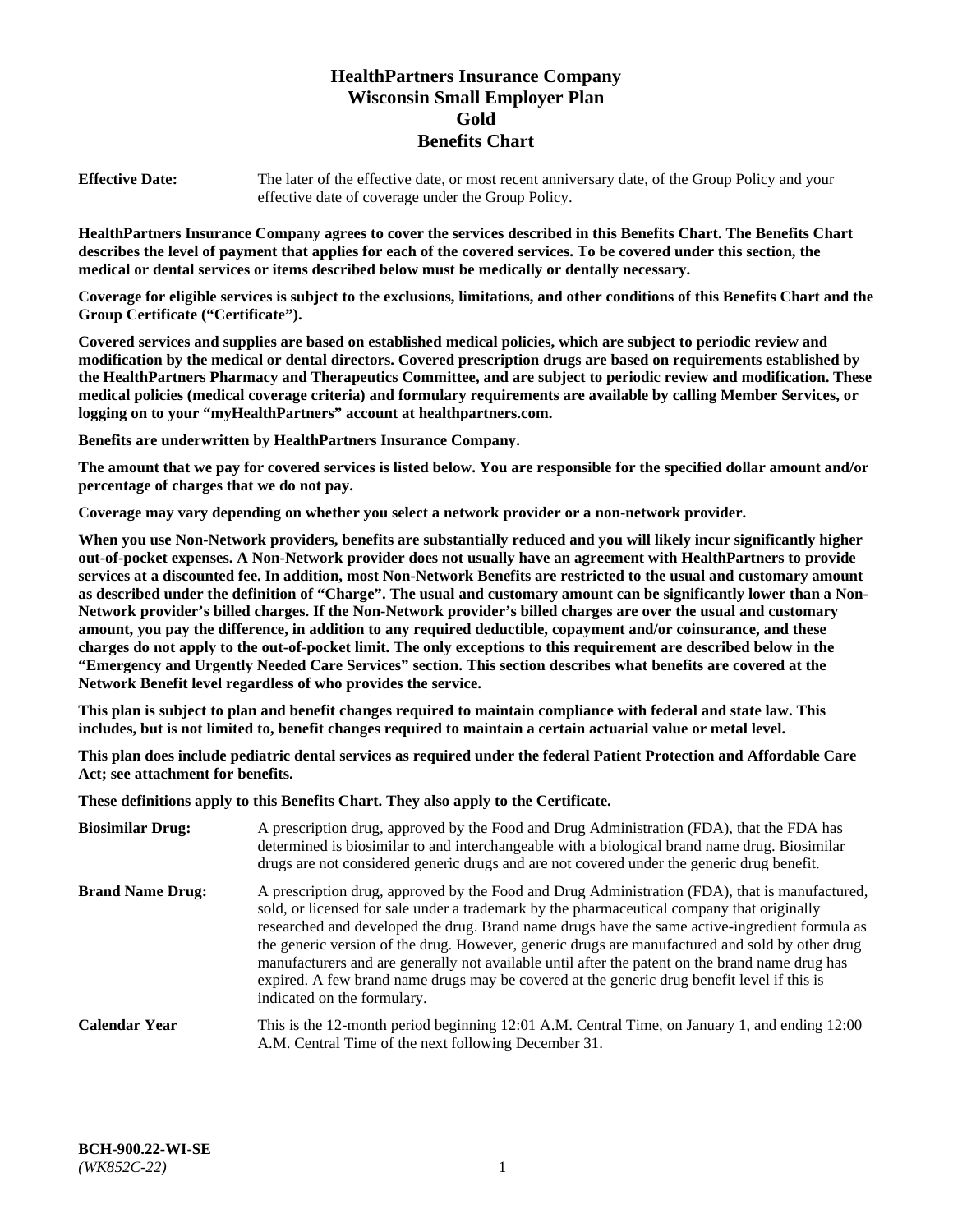# HealthPartners Insurance Company
# Wisconsin Small Employer Plan
# Gold
# Benefits Chart

**Effective Date:** The later of the effective date, or most recent anniversary date, of the Group Policy and your effective date of coverage under the Group Policy.

**HealthPartners Insurance Company agrees to cover the services described in this Benefits Chart. The Benefits Chart describes the level of payment that applies for each of the covered services. To be covered under this section, the medical or dental services or items described below must be medically or dentally necessary.**

**Coverage for eligible services is subject to the exclusions, limitations, and other conditions of this Benefits Chart and the Group Certificate ("Certificate").**

**Covered services and supplies are based on established medical policies, which are subject to periodic review and modification by the medical or dental directors. Covered prescription drugs are based on requirements established by the HealthPartners Pharmacy and Therapeutics Committee, and are subject to periodic review and modification. These medical policies (medical coverage criteria) and formulary requirements are available by calling Member Services, or logging on to your "myHealthPartners" account at healthpartners.com.**

**Benefits are underwritten by HealthPartners Insurance Company.**

**The amount that we pay for covered services is listed below. You are responsible for the specified dollar amount and/or percentage of charges that we do not pay.**

**Coverage may vary depending on whether you select a network provider or a non-network provider.**

**When you use Non-Network providers, benefits are substantially reduced and you will likely incur significantly higher out-of-pocket expenses. A Non-Network provider does not usually have an agreement with HealthPartners to provide services at a discounted fee. In addition, most Non-Network Benefits are restricted to the usual and customary amount as described under the definition of "Charge". The usual and customary amount can be significantly lower than a Non-Network provider's billed charges. If the Non-Network provider's billed charges are over the usual and customary amount, you pay the difference, in addition to any required deductible, copayment and/or coinsurance, and these charges do not apply to the out-of-pocket limit. The only exceptions to this requirement are described below in the "Emergency and Urgently Needed Care Services" section. This section describes what benefits are covered at the Network Benefit level regardless of who provides the service.**

**This plan is subject to plan and benefit changes required to maintain compliance with federal and state law. This includes, but is not limited to, benefit changes required to maintain a certain actuarial value or metal level.**

**This plan does include pediatric dental services as required under the federal Patient Protection and Affordable Care Act; see attachment for benefits.**

**These definitions apply to this Benefits Chart. They also apply to the Certificate.**

**Biosimilar Drug:** A prescription drug, approved by the Food and Drug Administration (FDA), that the FDA has determined is biosimilar to and interchangeable with a biological brand name drug. Biosimilar drugs are not considered generic drugs and are not covered under the generic drug benefit.

**Brand Name Drug:** A prescription drug, approved by the Food and Drug Administration (FDA), that is manufactured, sold, or licensed for sale under a trademark by the pharmaceutical company that originally researched and developed the drug. Brand name drugs have the same active-ingredient formula as the generic version of the drug. However, generic drugs are manufactured and sold by other drug manufacturers and are generally not available until after the patent on the brand name drug has expired. A few brand name drugs may be covered at the generic drug benefit level if this is indicated on the formulary.

**Calendar Year** This is the 12-month period beginning 12:01 A.M. Central Time, on January 1, and ending 12:00 A.M. Central Time of the next following December 31.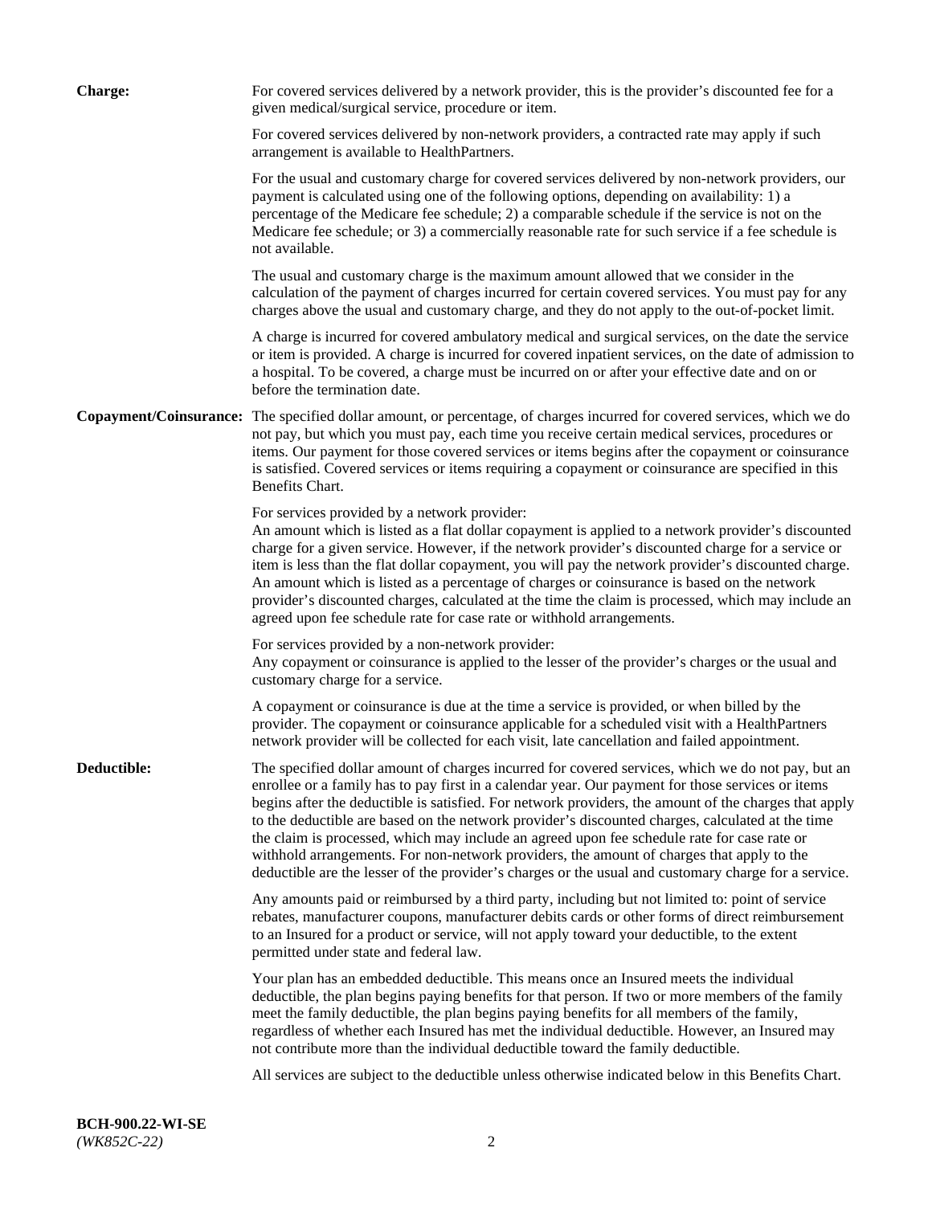**Charge:** For covered services delivered by a network provider, this is the provider's discounted fee for a given medical/surgical service, procedure or item.

For covered services delivered by non-network providers, a contracted rate may apply if such arrangement is available to HealthPartners.

For the usual and customary charge for covered services delivered by non-network providers, our payment is calculated using one of the following options, depending on availability: 1) a percentage of the Medicare fee schedule; 2) a comparable schedule if the service is not on the Medicare fee schedule; or 3) a commercially reasonable rate for such service if a fee schedule is not available.

The usual and customary charge is the maximum amount allowed that we consider in the calculation of the payment of charges incurred for certain covered services. You must pay for any charges above the usual and customary charge, and they do not apply to the out-of-pocket limit.

A charge is incurred for covered ambulatory medical and surgical services, on the date the service or item is provided. A charge is incurred for covered inpatient services, on the date of admission to a hospital. To be covered, a charge must be incurred on or after your effective date and on or before the termination date.

**Copayment/Coinsurance:** The specified dollar amount, or percentage, of charges incurred for covered services, which we do not pay, but which you must pay, each time you receive certain medical services, procedures or items. Our payment for those covered services or items begins after the copayment or coinsurance is satisfied. Covered services or items requiring a copayment or coinsurance are specified in this Benefits Chart.

For services provided by a network provider:
An amount which is listed as a flat dollar copayment is applied to a network provider's discounted charge for a given service. However, if the network provider's discounted charge for a service or item is less than the flat dollar copayment, you will pay the network provider's discounted charge. An amount which is listed as a percentage of charges or coinsurance is based on the network provider's discounted charges, calculated at the time the claim is processed, which may include an agreed upon fee schedule rate for case rate or withhold arrangements.

For services provided by a non-network provider:
Any copayment or coinsurance is applied to the lesser of the provider's charges or the usual and customary charge for a service.

A copayment or coinsurance is due at the time a service is provided, or when billed by the provider. The copayment or coinsurance applicable for a scheduled visit with a HealthPartners network provider will be collected for each visit, late cancellation and failed appointment.

**Deductible:** The specified dollar amount of charges incurred for covered services, which we do not pay, but an enrollee or a family has to pay first in a calendar year. Our payment for those services or items begins after the deductible is satisfied. For network providers, the amount of the charges that apply to the deductible are based on the network provider's discounted charges, calculated at the time the claim is processed, which may include an agreed upon fee schedule rate for case rate or withhold arrangements. For non-network providers, the amount of charges that apply to the deductible are the lesser of the provider's charges or the usual and customary charge for a service.

Any amounts paid or reimbursed by a third party, including but not limited to: point of service rebates, manufacturer coupons, manufacturer debits cards or other forms of direct reimbursement to an Insured for a product or service, will not apply toward your deductible, to the extent permitted under state and federal law.

Your plan has an embedded deductible. This means once an Insured meets the individual deductible, the plan begins paying benefits for that person. If two or more members of the family meet the family deductible, the plan begins paying benefits for all members of the family, regardless of whether each Insured has met the individual deductible. However, an Insured may not contribute more than the individual deductible toward the family deductible.

All services are subject to the deductible unless otherwise indicated below in this Benefits Chart.

**BCH-900.22-WI-SE**
*(WK852C-22)*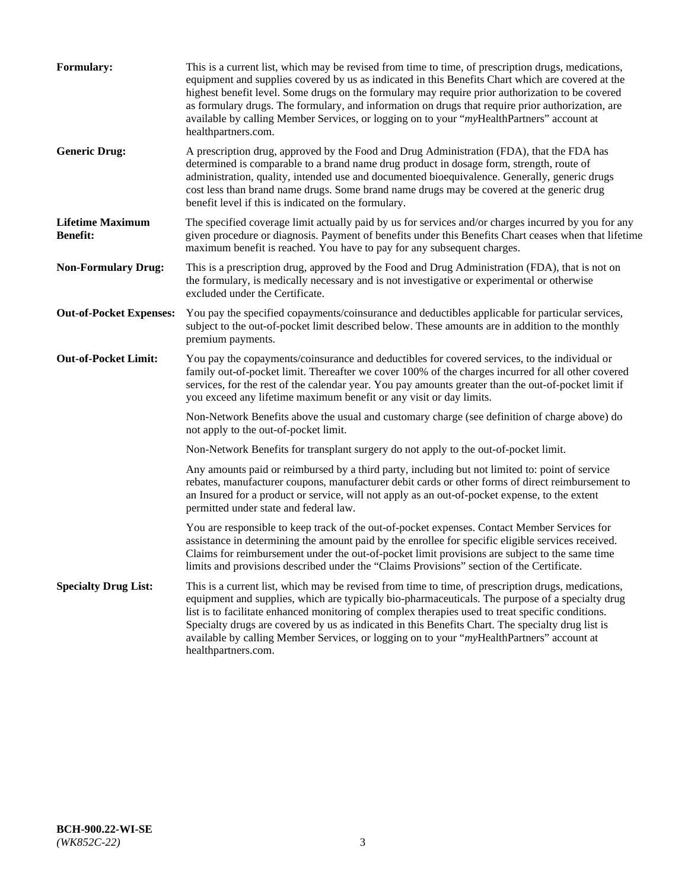**Formulary:** This is a current list, which may be revised from time to time, of prescription drugs, medications, equipment and supplies covered by us as indicated in this Benefits Chart which are covered at the highest benefit level. Some drugs on the formulary may require prior authorization to be covered as formulary drugs. The formulary, and information on drugs that require prior authorization, are available by calling Member Services, or logging on to your "*my*HealthPartners" account at healthpartners.com.

**Generic Drug:** A prescription drug, approved by the Food and Drug Administration (FDA), that the FDA has determined is comparable to a brand name drug product in dosage form, strength, route of administration, quality, intended use and documented bioequivalence. Generally, generic drugs cost less than brand name drugs. Some brand name drugs may be covered at the generic drug benefit level if this is indicated on the formulary.

**Lifetime Maximum Benefit:** The specified coverage limit actually paid by us for services and/or charges incurred by you for any given procedure or diagnosis. Payment of benefits under this Benefits Chart ceases when that lifetime maximum benefit is reached. You have to pay for any subsequent charges.

**Non-Formulary Drug:** This is a prescription drug, approved by the Food and Drug Administration (FDA), that is not on the formulary, is medically necessary and is not investigative or experimental or otherwise excluded under the Certificate.

**Out-of-Pocket Expenses:** You pay the specified copayments/coinsurance and deductibles applicable for particular services, subject to the out-of-pocket limit described below. These amounts are in addition to the monthly premium payments.

**Out-of-Pocket Limit:** You pay the copayments/coinsurance and deductibles for covered services, to the individual or family out-of-pocket limit. Thereafter we cover 100% of the charges incurred for all other covered services, for the rest of the calendar year. You pay amounts greater than the out-of-pocket limit if you exceed any lifetime maximum benefit or any visit or day limits.

Non-Network Benefits above the usual and customary charge (see definition of charge above) do not apply to the out-of-pocket limit.

Non-Network Benefits for transplant surgery do not apply to the out-of-pocket limit.

Any amounts paid or reimbursed by a third party, including but not limited to: point of service rebates, manufacturer coupons, manufacturer debit cards or other forms of direct reimbursement to an Insured for a product or service, will not apply as an out-of-pocket expense, to the extent permitted under state and federal law.

You are responsible to keep track of the out-of-pocket expenses. Contact Member Services for assistance in determining the amount paid by the enrollee for specific eligible services received. Claims for reimbursement under the out-of-pocket limit provisions are subject to the same time limits and provisions described under the "Claims Provisions" section of the Certificate.

**Specialty Drug List:** This is a current list, which may be revised from time to time, of prescription drugs, medications, equipment and supplies, which are typically bio-pharmaceuticals. The purpose of a specialty drug list is to facilitate enhanced monitoring of complex therapies used to treat specific conditions. Specialty drugs are covered by us as indicated in this Benefits Chart. The specialty drug list is available by calling Member Services, or logging on to your "*my*HealthPartners" account at healthpartners.com.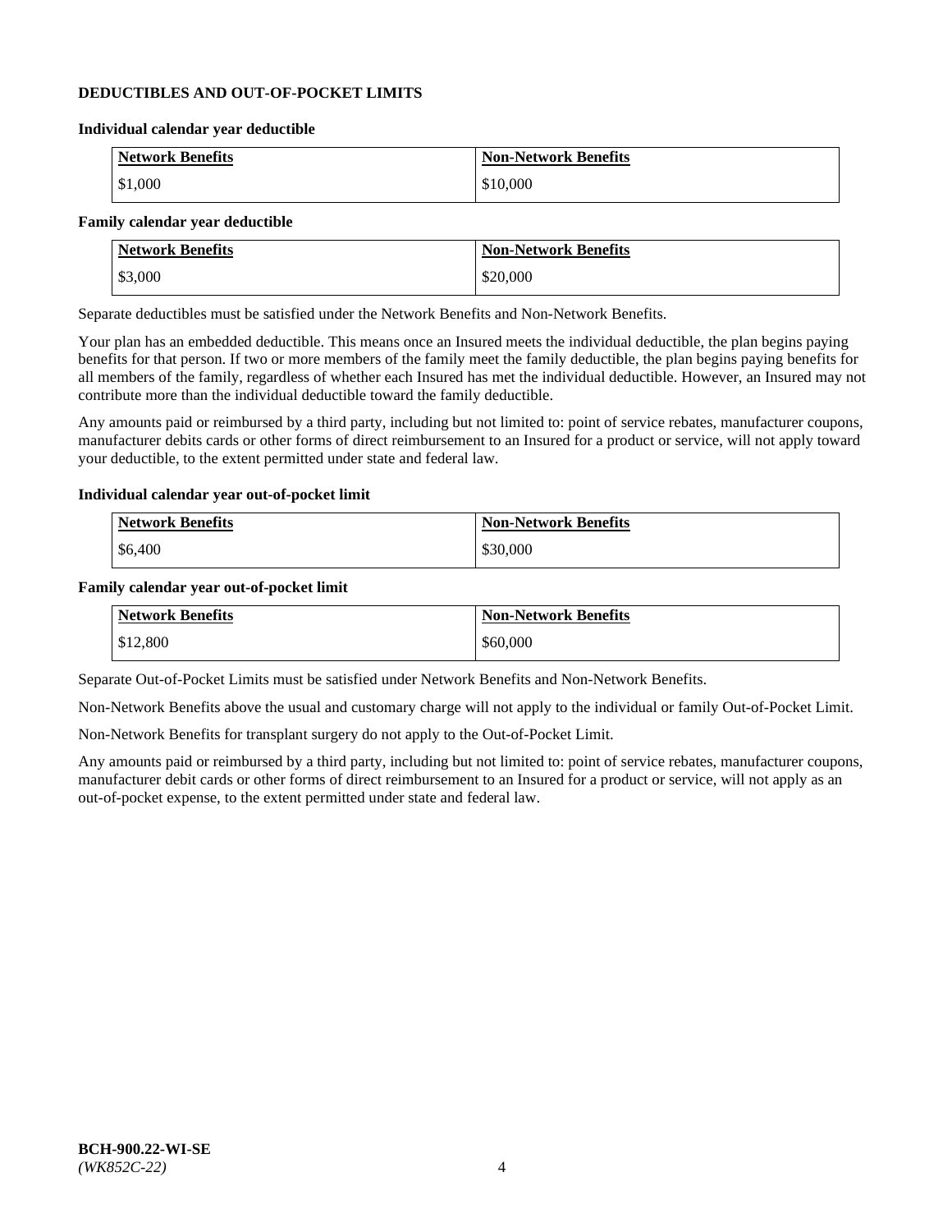**DEDUCTIBLES AND OUT-OF-POCKET LIMITS**

**Individual calendar year deductible**

| Network Benefits | Non-Network Benefits |
| --- | --- |
| $1,000 | $10,000 |

**Family calendar year deductible**

| Network Benefits | Non-Network Benefits |
| --- | --- |
| $3,000 | $20,000 |

Separate deductibles must be satisfied under the Network Benefits and Non-Network Benefits.

Your plan has an embedded deductible. This means once an Insured meets the individual deductible, the plan begins paying benefits for that person. If two or more members of the family meet the family deductible, the plan begins paying benefits for all members of the family, regardless of whether each Insured has met the individual deductible. However, an Insured may not contribute more than the individual deductible toward the family deductible.

Any amounts paid or reimbursed by a third party, including but not limited to: point of service rebates, manufacturer coupons, manufacturer debits cards or other forms of direct reimbursement to an Insured for a product or service, will not apply toward your deductible, to the extent permitted under state and federal law.

**Individual calendar year out-of-pocket limit**

| Network Benefits | Non-Network Benefits |
| --- | --- |
| $6,400 | $30,000 |

**Family calendar year out-of-pocket limit**

| Network Benefits | Non-Network Benefits |
| --- | --- |
| $12,800 | $60,000 |

Separate Out-of-Pocket Limits must be satisfied under Network Benefits and Non-Network Benefits.

Non-Network Benefits above the usual and customary charge will not apply to the individual or family Out-of-Pocket Limit.

Non-Network Benefits for transplant surgery do not apply to the Out-of-Pocket Limit.

Any amounts paid or reimbursed by a third party, including but not limited to: point of service rebates, manufacturer coupons, manufacturer debit cards or other forms of direct reimbursement to an Insured for a product or service, will not apply as an out-of-pocket expense, to the extent permitted under state and federal law.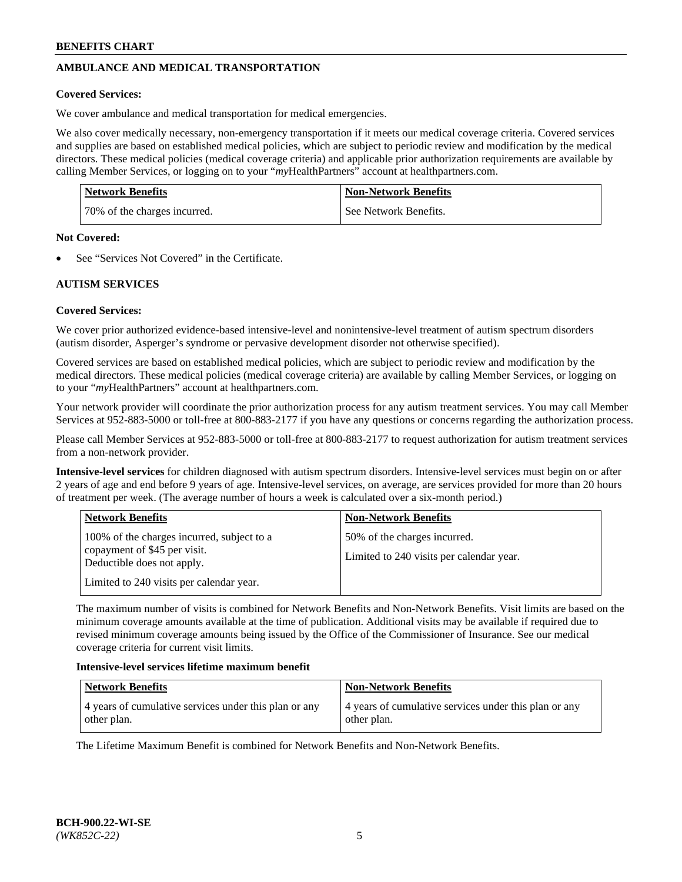## AMBULANCE AND MEDICAL TRANSPORTATION

**Covered Services:**

We cover ambulance and medical transportation for medical emergencies.

We also cover medically necessary, non-emergency transportation if it meets our medical coverage criteria. Covered services and supplies are based on established medical policies, which are subject to periodic review and modification by the medical directors. These medical policies (medical coverage criteria) and applicable prior authorization requirements are available by calling Member Services, or logging on to your "*my*HealthPartners" account at healthpartners.com.

| Network Benefits | Non-Network Benefits |
|---|---|
| 70% of the charges incurred. | See Network Benefits. |

**Not Covered:**

- See "Services Not Covered" in the Certificate.

## AUTISM SERVICES

**Covered Services:**

We cover prior authorized evidence-based intensive-level and nonintensive-level treatment of autism spectrum disorders (autism disorder, Asperger's syndrome or pervasive development disorder not otherwise specified).

Covered services are based on established medical policies, which are subject to periodic review and modification by the medical directors. These medical policies (medical coverage criteria) are available by calling Member Services, or logging on to your "*my*HealthPartners" account at healthpartners.com.

Your network provider will coordinate the prior authorization process for any autism treatment services. You may call Member Services at 952-883-5000 or toll-free at 800-883-2177 if you have any questions or concerns regarding the authorization process.

Please call Member Services at 952-883-5000 or toll-free at 800-883-2177 to request authorization for autism treatment services from a non-network provider.

**Intensive-level services** for children diagnosed with autism spectrum disorders. Intensive-level services must begin on or after 2 years of age and end before 9 years of age. Intensive-level services, on average, are services provided for more than 20 hours of treatment per week. (The average number of hours a week is calculated over a six-month period.)

| Network Benefits | Non-Network Benefits |
|---|---|
| 100% of the charges incurred, subject to a copayment of $45 per visit. Deductible does not apply.<br><br>Limited to 240 visits per calendar year. | 50% of the charges incurred.<br><br>Limited to 240 visits per calendar year. |

The maximum number of visits is combined for Network Benefits and Non-Network Benefits. Visit limits are based on the minimum coverage amounts available at the time of publication. Additional visits may be available if required due to revised minimum coverage amounts being issued by the Office of the Commissioner of Insurance. See our medical coverage criteria for current visit limits.

**Intensive-level services lifetime maximum benefit**

| Network Benefits | Non-Network Benefits |
|---|---|
| 4 years of cumulative services under this plan or any other plan. | 4 years of cumulative services under this plan or any other plan. |

The Lifetime Maximum Benefit is combined for Network Benefits and Non-Network Benefits.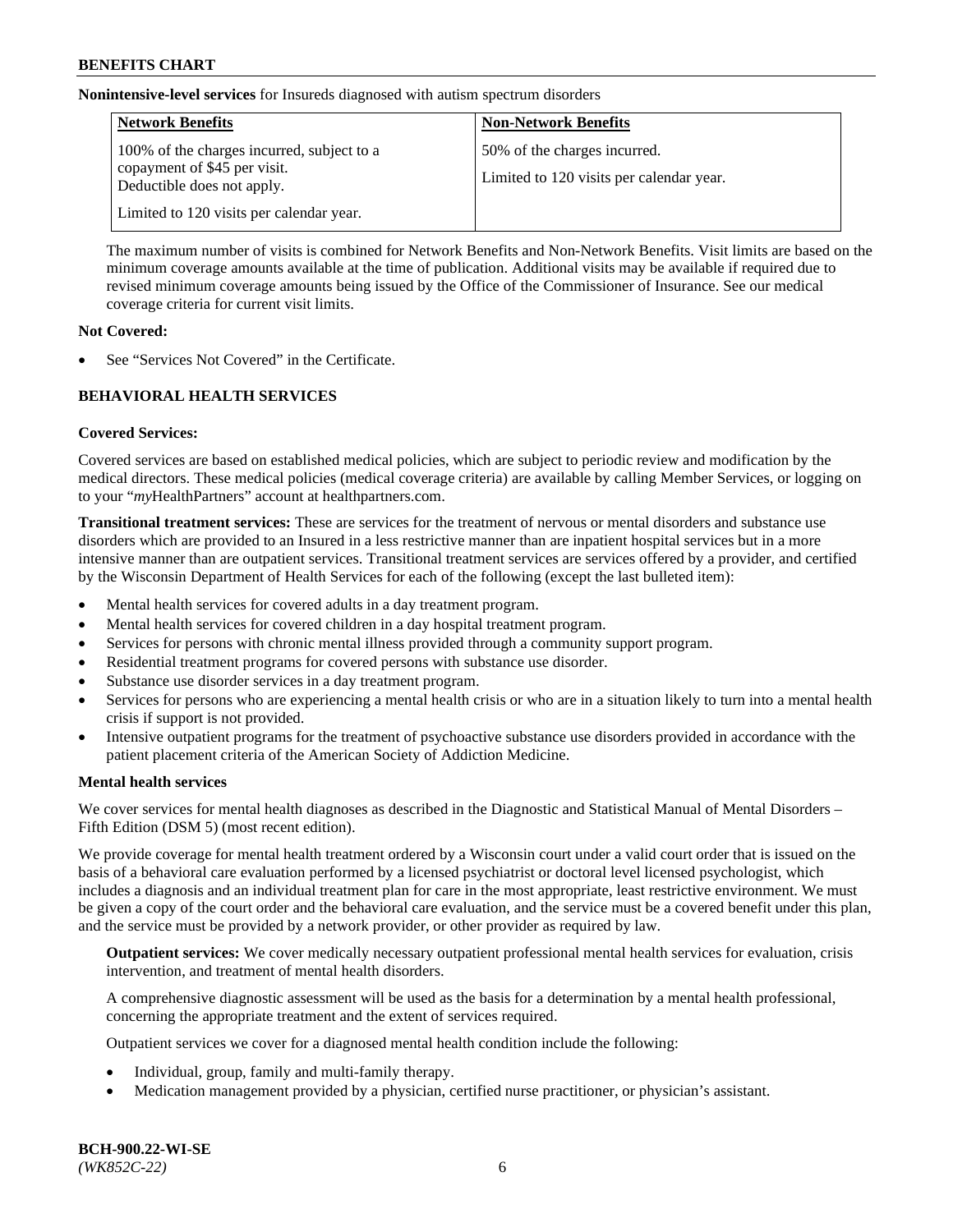**Nonintensive-level services** for Insureds diagnosed with autism spectrum disorders

| Network Benefits | Non-Network Benefits |
| --- | --- |
| 100% of the charges incurred, subject to a copayment of $45 per visit. Deductible does not apply.<br><br>Limited to 120 visits per calendar year. | 50% of the charges incurred.<br><br>Limited to 120 visits per calendar year. |

The maximum number of visits is combined for Network Benefits and Non-Network Benefits. Visit limits are based on the minimum coverage amounts available at the time of publication. Additional visits may be available if required due to revised minimum coverage amounts being issued by the Office of the Commissioner of Insurance. See our medical coverage criteria for current visit limits.

**Not Covered:**

- See "Services Not Covered" in the Certificate.

## BEHAVIORAL HEALTH SERVICES

**Covered Services:**

Covered services are based on established medical policies, which are subject to periodic review and modification by the medical directors. These medical policies (medical coverage criteria) are available by calling Member Services, or logging on to your "*my*HealthPartners" account at healthpartners.com.

**Transitional treatment services:** These are services for the treatment of nervous or mental disorders and substance use disorders which are provided to an Insured in a less restrictive manner than are inpatient hospital services but in a more intensive manner than are outpatient services. Transitional treatment services are services offered by a provider, and certified by the Wisconsin Department of Health Services for each of the following (except the last bulleted item):

- Mental health services for covered adults in a day treatment program.
- Mental health services for covered children in a day hospital treatment program.
- Services for persons with chronic mental illness provided through a community support program.
- Residential treatment programs for covered persons with substance use disorder.
- Substance use disorder services in a day treatment program.
- Services for persons who are experiencing a mental health crisis or who are in a situation likely to turn into a mental health crisis if support is not provided.
- Intensive outpatient programs for the treatment of psychoactive substance use disorders provided in accordance with the patient placement criteria of the American Society of Addiction Medicine.

**Mental health services**

We cover services for mental health diagnoses as described in the Diagnostic and Statistical Manual of Mental Disorders – Fifth Edition (DSM 5) (most recent edition).

We provide coverage for mental health treatment ordered by a Wisconsin court under a valid court order that is issued on the basis of a behavioral care evaluation performed by a licensed psychiatrist or doctoral level licensed psychologist, which includes a diagnosis and an individual treatment plan for care in the most appropriate, least restrictive environment. We must be given a copy of the court order and the behavioral care evaluation, and the service must be a covered benefit under this plan, and the service must be provided by a network provider, or other provider as required by law.

**Outpatient services:** We cover medically necessary outpatient professional mental health services for evaluation, crisis intervention, and treatment of mental health disorders.

A comprehensive diagnostic assessment will be used as the basis for a determination by a mental health professional, concerning the appropriate treatment and the extent of services required.

Outpatient services we cover for a diagnosed mental health condition include the following:

- Individual, group, family and multi-family therapy.
- Medication management provided by a physician, certified nurse practitioner, or physician's assistant.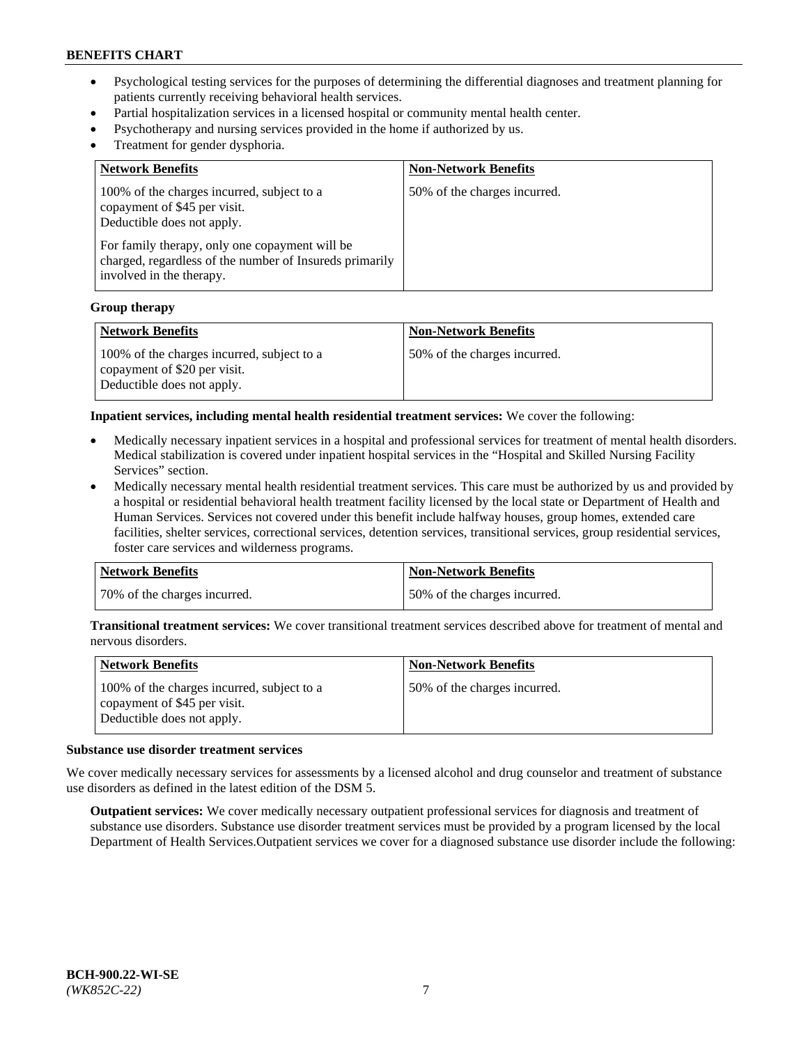- Psychological testing services for the purposes of determining the differential diagnoses and treatment planning for patients currently receiving behavioral health services.
- Partial hospitalization services in a licensed hospital or community mental health center.
- Psychotherapy and nursing services provided in the home if authorized by us.
- Treatment for gender dysphoria.

| Network Benefits | Non-Network Benefits |
| --- | --- |
| 100% of the charges incurred, subject to a copayment of $45 per visit. Deductible does not apply.<br><br>For family therapy, only one copayment will be charged, regardless of the number of Insureds primarily involved in the therapy. | 50% of the charges incurred. |

**Group therapy**

| Network Benefits | Non-Network Benefits |
| --- | --- |
| 100% of the charges incurred, subject to a copayment of $20 per visit. Deductible does not apply. | 50% of the charges incurred. |

**Inpatient services, including mental health residential treatment services:** We cover the following:

- Medically necessary inpatient services in a hospital and professional services for treatment of mental health disorders. Medical stabilization is covered under inpatient hospital services in the "Hospital and Skilled Nursing Facility Services" section.
- Medically necessary mental health residential treatment services. This care must be authorized by us and provided by a hospital or residential behavioral health treatment facility licensed by the local state or Department of Health and Human Services. Services not covered under this benefit include halfway houses, group homes, extended care facilities, shelter services, correctional services, detention services, transitional services, group residential services, foster care services and wilderness programs.

| Network Benefits | Non-Network Benefits |
| --- | --- |
| 70% of the charges incurred. | 50% of the charges incurred. |

**Transitional treatment services:** We cover transitional treatment services described above for treatment of mental and nervous disorders.

| Network Benefits | Non-Network Benefits |
| --- | --- |
| 100% of the charges incurred, subject to a copayment of $45 per visit. Deductible does not apply. | 50% of the charges incurred. |

**Substance use disorder treatment services**

We cover medically necessary services for assessments by a licensed alcohol and drug counselor and treatment of substance use disorders as defined in the latest edition of the DSM 5.

**Outpatient services:** We cover medically necessary outpatient professional services for diagnosis and treatment of substance use disorders. Substance use disorder treatment services must be provided by a program licensed by the local Department of Health Services.Outpatient services we cover for a diagnosed substance use disorder include the following: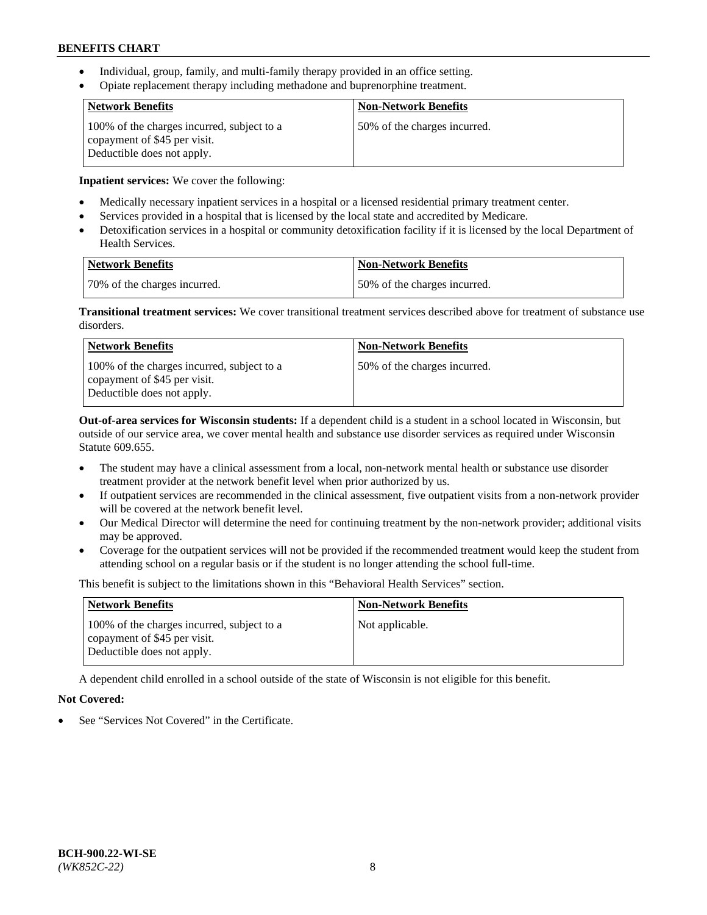- Individual, group, family, and multi-family therapy provided in an office setting.
- Opiate replacement therapy including methadone and buprenorphine treatment.

| Network Benefits | Non-Network Benefits |
|---|---|
| 100% of the charges incurred, subject to a copayment of $45 per visit. Deductible does not apply. | 50% of the charges incurred. |

**Inpatient services:** We cover the following:

- Medically necessary inpatient services in a hospital or a licensed residential primary treatment center.
- Services provided in a hospital that is licensed by the local state and accredited by Medicare.
- Detoxification services in a hospital or community detoxification facility if it is licensed by the local Department of Health Services.

| Network Benefits | Non-Network Benefits |
|---|---|
| 70% of the charges incurred. | 50% of the charges incurred. |

**Transitional treatment services:** We cover transitional treatment services described above for treatment of substance use disorders.

| Network Benefits | Non-Network Benefits |
|---|---|
| 100% of the charges incurred, subject to a copayment of $45 per visit. Deductible does not apply. | 50% of the charges incurred. |

**Out-of-area services for Wisconsin students:** If a dependent child is a student in a school located in Wisconsin, but outside of our service area, we cover mental health and substance use disorder services as required under Wisconsin Statute 609.655.

- The student may have a clinical assessment from a local, non-network mental health or substance use disorder treatment provider at the network benefit level when prior authorized by us.
- If outpatient services are recommended in the clinical assessment, five outpatient visits from a non-network provider will be covered at the network benefit level.
- Our Medical Director will determine the need for continuing treatment by the non-network provider; additional visits may be approved.
- Coverage for the outpatient services will not be provided if the recommended treatment would keep the student from attending school on a regular basis or if the student is no longer attending the school full-time.

This benefit is subject to the limitations shown in this "Behavioral Health Services" section.

| Network Benefits | Non-Network Benefits |
|---|---|
| 100% of the charges incurred, subject to a copayment of $45 per visit. Deductible does not apply. | Not applicable. |

A dependent child enrolled in a school outside of the state of Wisconsin is not eligible for this benefit.

**Not Covered:**

- See "Services Not Covered" in the Certificate.

BCH-900.22-WI-SE
*(WK852C-22)*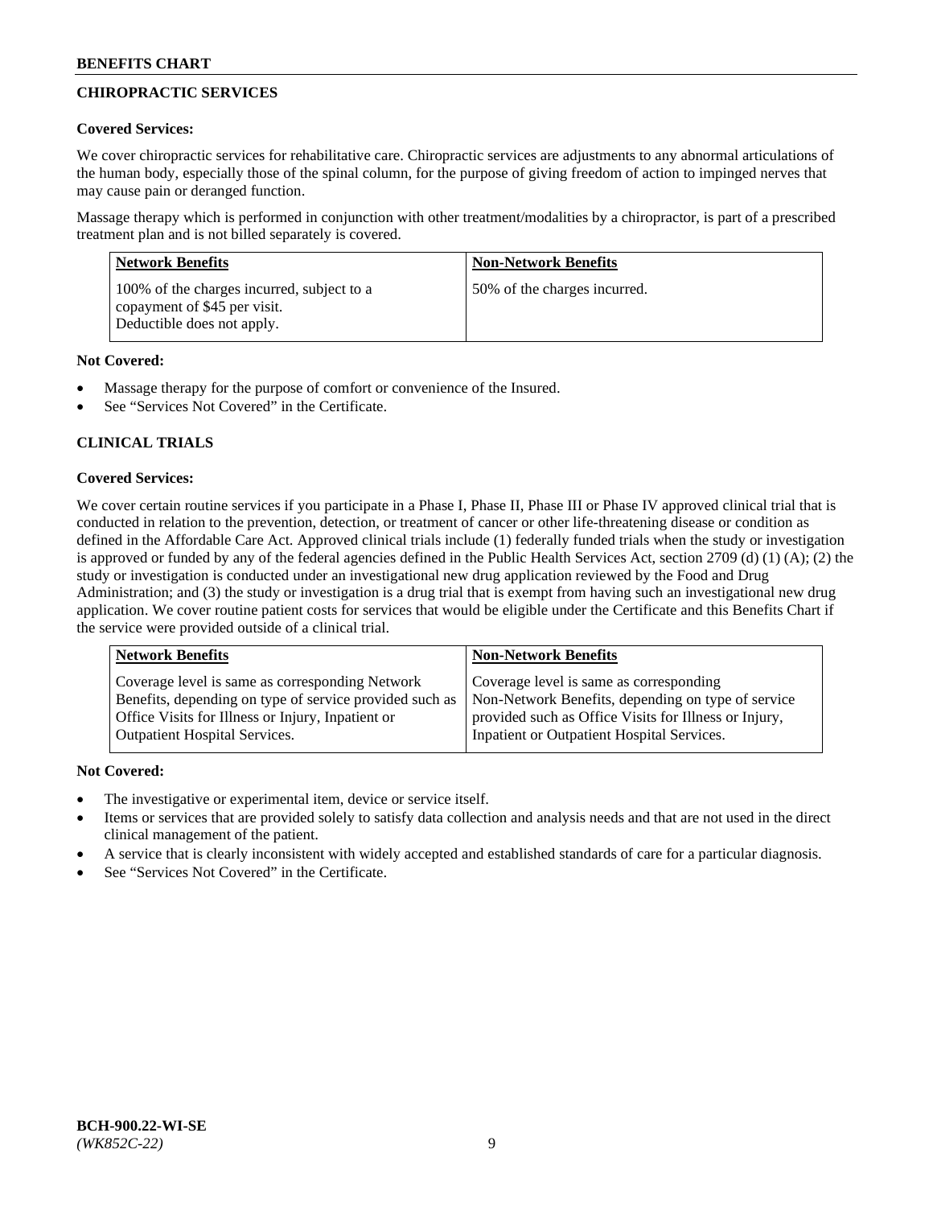## CHIROPRACTIC SERVICES

**Covered Services:**

We cover chiropractic services for rehabilitative care. Chiropractic services are adjustments to any abnormal articulations of the human body, especially those of the spinal column, for the purpose of giving freedom of action to impinged nerves that may cause pain or deranged function.

Massage therapy which is performed in conjunction with other treatment/modalities by a chiropractor, is part of a prescribed treatment plan and is not billed separately is covered.

| Network Benefits | Non-Network Benefits |
|---|---|
| 100% of the charges incurred, subject to a copayment of $45 per visit. Deductible does not apply. | 50% of the charges incurred. |

**Not Covered:**

- Massage therapy for the purpose of comfort or convenience of the Insured.
- See "Services Not Covered" in the Certificate.

## CLINICAL TRIALS

**Covered Services:**

We cover certain routine services if you participate in a Phase I, Phase II, Phase III or Phase IV approved clinical trial that is conducted in relation to the prevention, detection, or treatment of cancer or other life-threatening disease or condition as defined in the Affordable Care Act. Approved clinical trials include (1) federally funded trials when the study or investigation is approved or funded by any of the federal agencies defined in the Public Health Services Act, section 2709 (d) (1) (A); (2) the study or investigation is conducted under an investigational new drug application reviewed by the Food and Drug Administration; and (3) the study or investigation is a drug trial that is exempt from having such an investigational new drug application. We cover routine patient costs for services that would be eligible under the Certificate and this Benefits Chart if the service were provided outside of a clinical trial.

| Network Benefits | Non-Network Benefits |
|---|---|
| Coverage level is same as corresponding Network Benefits, depending on type of service provided such as Office Visits for Illness or Injury, Inpatient or Outpatient Hospital Services. | Coverage level is same as corresponding Non-Network Benefits, depending on type of service provided such as Office Visits for Illness or Injury, Inpatient or Outpatient Hospital Services. |

**Not Covered:**

- The investigative or experimental item, device or service itself.
- Items or services that are provided solely to satisfy data collection and analysis needs and that are not used in the direct clinical management of the patient.
- A service that is clearly inconsistent with widely accepted and established standards of care for a particular diagnosis.
- See "Services Not Covered" in the Certificate.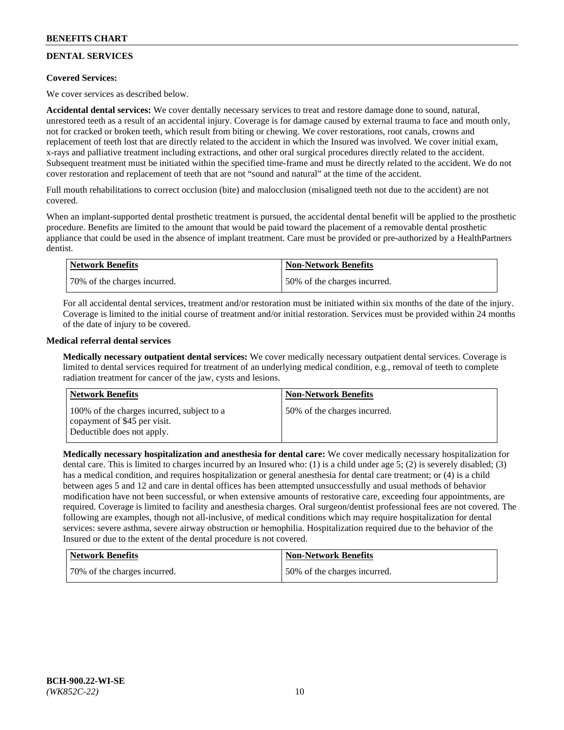## DENTAL SERVICES

**Covered Services:**

We cover services as described below.

**Accidental dental services:** We cover dentally necessary services to treat and restore damage done to sound, natural, unrestored teeth as a result of an accidental injury. Coverage is for damage caused by external trauma to face and mouth only, not for cracked or broken teeth, which result from biting or chewing. We cover restorations, root canals, crowns and replacement of teeth lost that are directly related to the accident in which the Insured was involved. We cover initial exam, x-rays and palliative treatment including extractions, and other oral surgical procedures directly related to the accident. Subsequent treatment must be initiated within the specified time-frame and must be directly related to the accident. We do not cover restoration and replacement of teeth that are not "sound and natural" at the time of the accident.

Full mouth rehabilitations to correct occlusion (bite) and malocclusion (misaligned teeth not due to the accident) are not covered.

When an implant-supported dental prosthetic treatment is pursued, the accidental dental benefit will be applied to the prosthetic procedure. Benefits are limited to the amount that would be paid toward the placement of a removable dental prosthetic appliance that could be used in the absence of implant treatment. Care must be provided or pre-authorized by a HealthPartners dentist.

| Network Benefits | Non-Network Benefits |
| --- | --- |
| 70% of the charges incurred. | 50% of the charges incurred. |

For all accidental dental services, treatment and/or restoration must be initiated within six months of the date of the injury. Coverage is limited to the initial course of treatment and/or initial restoration. Services must be provided within 24 months of the date of injury to be covered.

**Medical referral dental services**

**Medically necessary outpatient dental services:** We cover medically necessary outpatient dental services. Coverage is limited to dental services required for treatment of an underlying medical condition, e.g., removal of teeth to complete radiation treatment for cancer of the jaw, cysts and lesions.

| Network Benefits | Non-Network Benefits |
| --- | --- |
| 100% of the charges incurred, subject to a copayment of $45 per visit. Deductible does not apply. | 50% of the charges incurred. |

**Medically necessary hospitalization and anesthesia for dental care:** We cover medically necessary hospitalization for dental care. This is limited to charges incurred by an Insured who: (1) is a child under age 5; (2) is severely disabled; (3) has a medical condition, and requires hospitalization or general anesthesia for dental care treatment; or (4) is a child between ages 5 and 12 and care in dental offices has been attempted unsuccessfully and usual methods of behavior modification have not been successful, or when extensive amounts of restorative care, exceeding four appointments, are required. Coverage is limited to facility and anesthesia charges. Oral surgeon/dentist professional fees are not covered. The following are examples, though not all-inclusive, of medical conditions which may require hospitalization for dental services: severe asthma, severe airway obstruction or hemophilia. Hospitalization required due to the behavior of the Insured or due to the extent of the dental procedure is not covered.

| Network Benefits | Non-Network Benefits |
| --- | --- |
| 70% of the charges incurred. | 50% of the charges incurred. |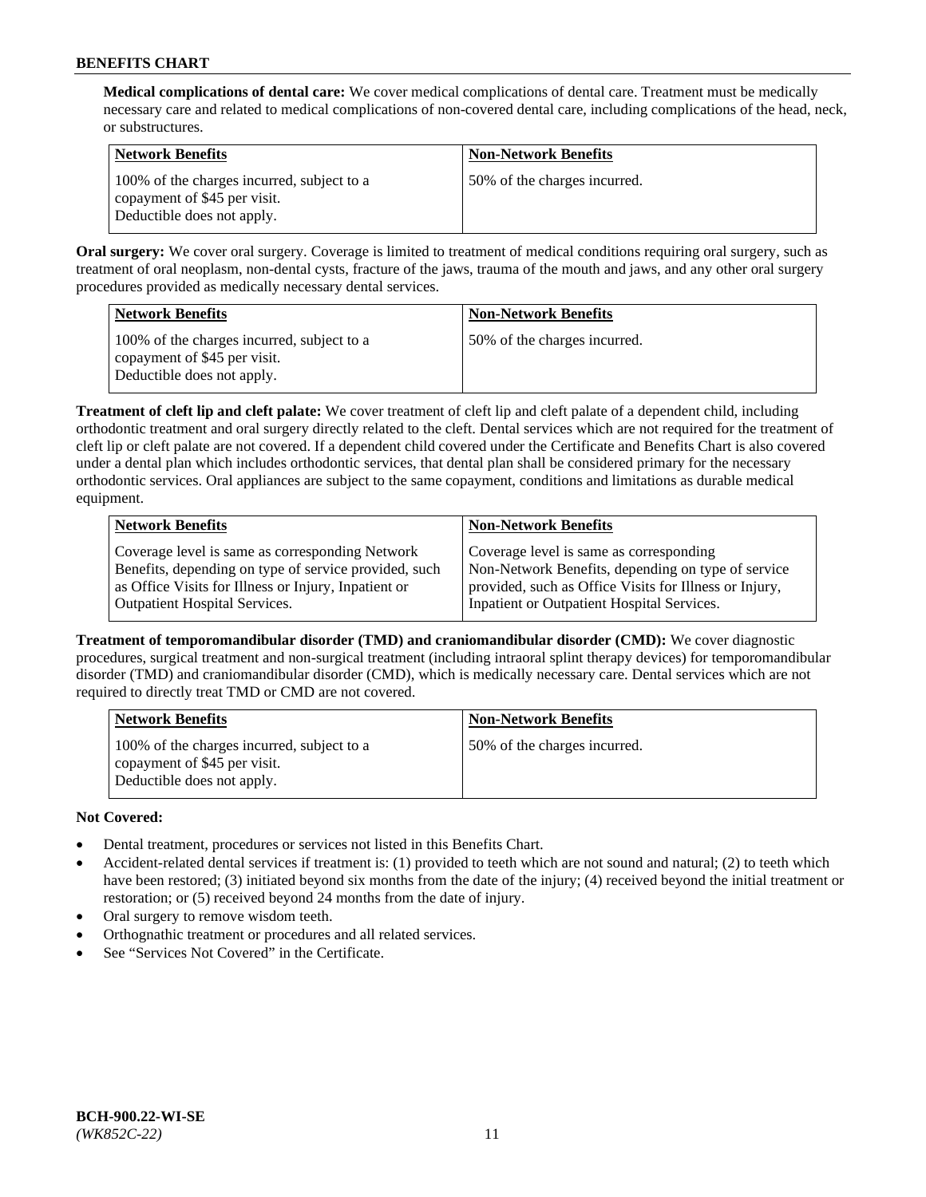**Medical complications of dental care:** We cover medical complications of dental care. Treatment must be medically necessary care and related to medical complications of non-covered dental care, including complications of the head, neck, or substructures.

| Network Benefits | Non-Network Benefits |
| --- | --- |
| 100% of the charges incurred, subject to a copayment of $45 per visit. Deductible does not apply. | 50% of the charges incurred. |

**Oral surgery:** We cover oral surgery. Coverage is limited to treatment of medical conditions requiring oral surgery, such as treatment of oral neoplasm, non-dental cysts, fracture of the jaws, trauma of the mouth and jaws, and any other oral surgery procedures provided as medically necessary dental services.

| Network Benefits | Non-Network Benefits |
| --- | --- |
| 100% of the charges incurred, subject to a copayment of $45 per visit. Deductible does not apply. | 50% of the charges incurred. |

**Treatment of cleft lip and cleft palate:** We cover treatment of cleft lip and cleft palate of a dependent child, including orthodontic treatment and oral surgery directly related to the cleft. Dental services which are not required for the treatment of cleft lip or cleft palate are not covered. If a dependent child covered under the Certificate and Benefits Chart is also covered under a dental plan which includes orthodontic services, that dental plan shall be considered primary for the necessary orthodontic services. Oral appliances are subject to the same copayment, conditions and limitations as durable medical equipment.

| Network Benefits | Non-Network Benefits |
| --- | --- |
| Coverage level is same as corresponding Network Benefits, depending on type of service provided, such as Office Visits for Illness or Injury, Inpatient or Outpatient Hospital Services. | Coverage level is same as corresponding Non-Network Benefits, depending on type of service provided, such as Office Visits for Illness or Injury, Inpatient or Outpatient Hospital Services. |

**Treatment of temporomandibular disorder (TMD) and craniomandibular disorder (CMD):** We cover diagnostic procedures, surgical treatment and non-surgical treatment (including intraoral splint therapy devices) for temporomandibular disorder (TMD) and craniomandibular disorder (CMD), which is medically necessary care. Dental services which are not required to directly treat TMD or CMD are not covered.

| Network Benefits | Non-Network Benefits |
| --- | --- |
| 100% of the charges incurred, subject to a copayment of $45 per visit. Deductible does not apply. | 50% of the charges incurred. |

**Not Covered:**

- Dental treatment, procedures or services not listed in this Benefits Chart.
- Accident-related dental services if treatment is: (1) provided to teeth which are not sound and natural; (2) to teeth which have been restored; (3) initiated beyond six months from the date of the injury; (4) received beyond the initial treatment or restoration; or (5) received beyond 24 months from the date of injury.
- Oral surgery to remove wisdom teeth.
- Orthognathic treatment or procedures and all related services.
- See "Services Not Covered" in the Certificate.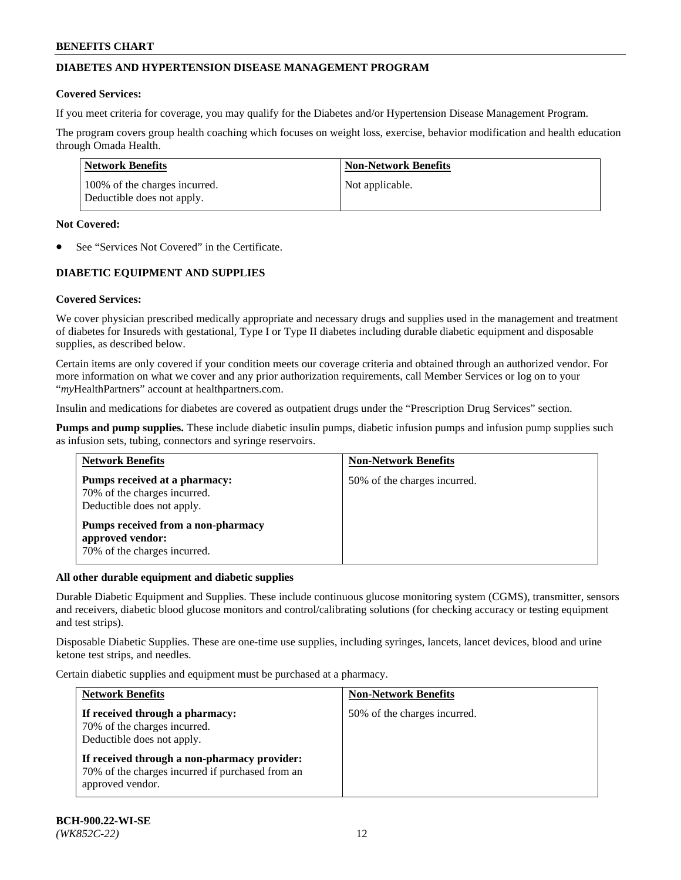## DIABETES AND HYPERTENSION DISEASE MANAGEMENT PROGRAM

**Covered Services:**

If you meet criteria for coverage, you may qualify for the Diabetes and/or Hypertension Disease Management Program.

The program covers group health coaching which focuses on weight loss, exercise, behavior modification and health education through Omada Health.

| Network Benefits | Non-Network Benefits |
|---|---|
| 100% of the charges incurred. Deductible does not apply. | Not applicable. |

**Not Covered:**

- See "Services Not Covered" in the Certificate.

## DIABETIC EQUIPMENT AND SUPPLIES

**Covered Services:**

We cover physician prescribed medically appropriate and necessary drugs and supplies used in the management and treatment of diabetes for Insureds with gestational, Type I or Type II diabetes including durable diabetic equipment and disposable supplies, as described below.

Certain items are only covered if your condition meets our coverage criteria and obtained through an authorized vendor. For more information on what we cover and any prior authorization requirements, call Member Services or log on to your "*my*HealthPartners" account at healthpartners.com.

Insulin and medications for diabetes are covered as outpatient drugs under the "Prescription Drug Services" section.

**Pumps and pump supplies.** These include diabetic insulin pumps, diabetic infusion pumps and infusion pump supplies such as infusion sets, tubing, connectors and syringe reservoirs.

| Network Benefits | Non-Network Benefits |
|---|---|
| **Pumps received at a pharmacy:** 70% of the charges incurred. Deductible does not apply. **Pumps received from a non-pharmacy approved vendor:** 70% of the charges incurred. | 50% of the charges incurred. |

**All other durable equipment and diabetic supplies**

Durable Diabetic Equipment and Supplies. These include continuous glucose monitoring system (CGMS), transmitter, sensors and receivers, diabetic blood glucose monitors and control/calibrating solutions (for checking accuracy or testing equipment and test strips).

Disposable Diabetic Supplies. These are one-time use supplies, including syringes, lancets, lancet devices, blood and urine ketone test strips, and needles.

Certain diabetic supplies and equipment must be purchased at a pharmacy.

| Network Benefits | Non-Network Benefits |
|---|---|
| **If received through a pharmacy:** 70% of the charges incurred. Deductible does not apply. **If received through a non-pharmacy provider:** 70% of the charges incurred if purchased from an approved vendor. | 50% of the charges incurred. |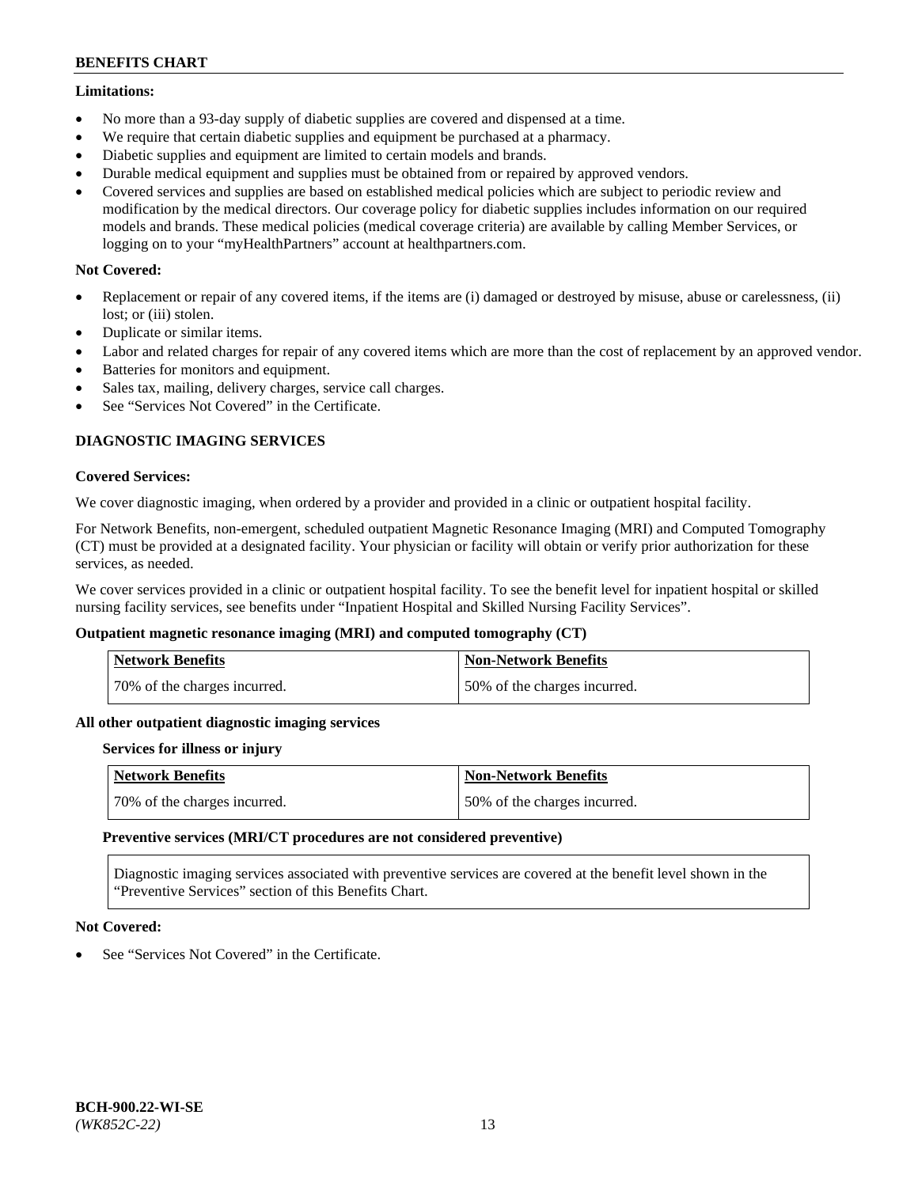**Limitations:**

- No more than a 93-day supply of diabetic supplies are covered and dispensed at a time.
- We require that certain diabetic supplies and equipment be purchased at a pharmacy.
- Diabetic supplies and equipment are limited to certain models and brands.
- Durable medical equipment and supplies must be obtained from or repaired by approved vendors.
- Covered services and supplies are based on established medical policies which are subject to periodic review and modification by the medical directors. Our coverage policy for diabetic supplies includes information on our required models and brands. These medical policies (medical coverage criteria) are available by calling Member Services, or logging on to your "myHealthPartners" account at healthpartners.com.

**Not Covered:**

- Replacement or repair of any covered items, if the items are (i) damaged or destroyed by misuse, abuse or carelessness, (ii) lost; or (iii) stolen.
- Duplicate or similar items.
- Labor and related charges for repair of any covered items which are more than the cost of replacement by an approved vendor.
- Batteries for monitors and equipment.
- Sales tax, mailing, delivery charges, service call charges.
- See "Services Not Covered" in the Certificate.

## DIAGNOSTIC IMAGING SERVICES

**Covered Services:**

We cover diagnostic imaging, when ordered by a provider and provided in a clinic or outpatient hospital facility.

For Network Benefits, non-emergent, scheduled outpatient Magnetic Resonance Imaging (MRI) and Computed Tomography (CT) must be provided at a designated facility. Your physician or facility will obtain or verify prior authorization for these services, as needed.

We cover services provided in a clinic or outpatient hospital facility. To see the benefit level for inpatient hospital or skilled nursing facility services, see benefits under "Inpatient Hospital and Skilled Nursing Facility Services".

**Outpatient magnetic resonance imaging (MRI) and computed tomography (CT)**

| Network Benefits | Non-Network Benefits |
|---|---|
| 70% of the charges incurred. | 50% of the charges incurred. |

**All other outpatient diagnostic imaging services**

**Services for illness or injury**

| Network Benefits | Non-Network Benefits |
|---|---|
| 70% of the charges incurred. | 50% of the charges incurred. |

**Preventive services (MRI/CT procedures are not considered preventive)**

Diagnostic imaging services associated with preventive services are covered at the benefit level shown in the "Preventive Services" section of this Benefits Chart.

**Not Covered:**

- See "Services Not Covered" in the Certificate.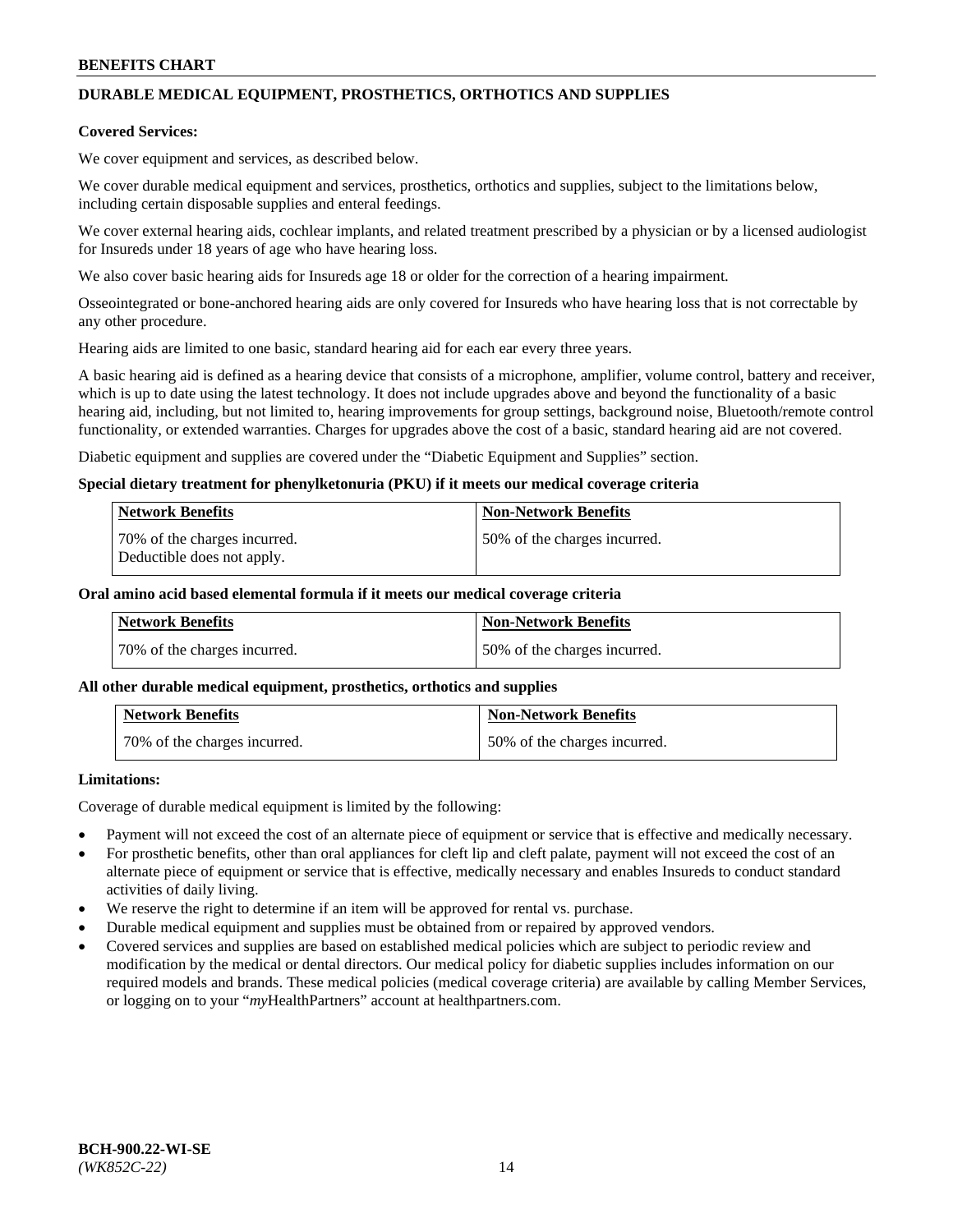## DURABLE MEDICAL EQUIPMENT, PROSTHETICS, ORTHOTICS AND SUPPLIES

**Covered Services:**

We cover equipment and services, as described below.

We cover durable medical equipment and services, prosthetics, orthotics and supplies, subject to the limitations below, including certain disposable supplies and enteral feedings.

We cover external hearing aids, cochlear implants, and related treatment prescribed by a physician or by a licensed audiologist for Insureds under 18 years of age who have hearing loss.

We also cover basic hearing aids for Insureds age 18 or older for the correction of a hearing impairment.

Osseointegrated or bone-anchored hearing aids are only covered for Insureds who have hearing loss that is not correctable by any other procedure.

Hearing aids are limited to one basic, standard hearing aid for each ear every three years.

A basic hearing aid is defined as a hearing device that consists of a microphone, amplifier, volume control, battery and receiver, which is up to date using the latest technology. It does not include upgrades above and beyond the functionality of a basic hearing aid, including, but not limited to, hearing improvements for group settings, background noise, Bluetooth/remote control functionality, or extended warranties. Charges for upgrades above the cost of a basic, standard hearing aid are not covered.

Diabetic equipment and supplies are covered under the "Diabetic Equipment and Supplies" section.

**Special dietary treatment for phenylketonuria (PKU) if it meets our medical coverage criteria**

| Network Benefits | Non-Network Benefits |
|---|---|
| 70% of the charges incurred. Deductible does not apply. | 50% of the charges incurred. |

**Oral amino acid based elemental formula if it meets our medical coverage criteria**

| Network Benefits | Non-Network Benefits |
|---|---|
| 70% of the charges incurred. | 50% of the charges incurred. |

**All other durable medical equipment, prosthetics, orthotics and supplies**

| Network Benefits | Non-Network Benefits |
|---|---|
| 70% of the charges incurred. | 50% of the charges incurred. |

**Limitations:**

Coverage of durable medical equipment is limited by the following:

- Payment will not exceed the cost of an alternate piece of equipment or service that is effective and medically necessary.
- For prosthetic benefits, other than oral appliances for cleft lip and cleft palate, payment will not exceed the cost of an alternate piece of equipment or service that is effective, medically necessary and enables Insureds to conduct standard activities of daily living.
- We reserve the right to determine if an item will be approved for rental vs. purchase.
- Durable medical equipment and supplies must be obtained from or repaired by approved vendors.
- Covered services and supplies are based on established medical policies which are subject to periodic review and modification by the medical or dental directors. Our medical policy for diabetic supplies includes information on our required models and brands. These medical policies (medical coverage criteria) are available by calling Member Services, or logging on to your "*my*HealthPartners" account at healthpartners.com.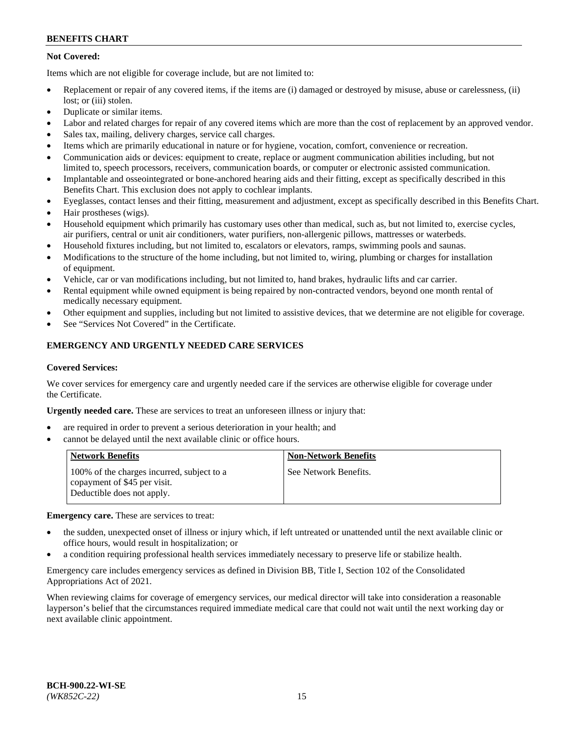**Not Covered:**

Items which are not eligible for coverage include, but are not limited to:

- Replacement or repair of any covered items, if the items are (i) damaged or destroyed by misuse, abuse or carelessness, (ii) lost; or (iii) stolen.
- Duplicate or similar items.
- Labor and related charges for repair of any covered items which are more than the cost of replacement by an approved vendor.
- Sales tax, mailing, delivery charges, service call charges.
- Items which are primarily educational in nature or for hygiene, vocation, comfort, convenience or recreation.
- Communication aids or devices: equipment to create, replace or augment communication abilities including, but not limited to, speech processors, receivers, communication boards, or computer or electronic assisted communication.
- Implantable and osseointegrated or bone-anchored hearing aids and their fitting, except as specifically described in this Benefits Chart. This exclusion does not apply to cochlear implants.
- Eyeglasses, contact lenses and their fitting, measurement and adjustment, except as specifically described in this Benefits Chart.
- Hair prostheses (wigs).
- Household equipment which primarily has customary uses other than medical, such as, but not limited to, exercise cycles, air purifiers, central or unit air conditioners, water purifiers, non-allergenic pillows, mattresses or waterbeds.
- Household fixtures including, but not limited to, escalators or elevators, ramps, swimming pools and saunas.
- Modifications to the structure of the home including, but not limited to, wiring, plumbing or charges for installation of equipment.
- Vehicle, car or van modifications including, but not limited to, hand brakes, hydraulic lifts and car carrier.
- Rental equipment while owned equipment is being repaired by non-contracted vendors, beyond one month rental of medically necessary equipment.
- Other equipment and supplies, including but not limited to assistive devices, that we determine are not eligible for coverage.
- See "Services Not Covered" in the Certificate.

## EMERGENCY AND URGENTLY NEEDED CARE SERVICES

**Covered Services:**

We cover services for emergency care and urgently needed care if the services are otherwise eligible for coverage under the Certificate.

**Urgently needed care.** These are services to treat an unforeseen illness or injury that:

- are required in order to prevent a serious deterioration in your health; and
- cannot be delayed until the next available clinic or office hours.

| Network Benefits | Non-Network Benefits |
|---|---|
| 100% of the charges incurred, subject to a copayment of $45 per visit. Deductible does not apply. | See Network Benefits. |

**Emergency care.** These are services to treat:

- the sudden, unexpected onset of illness or injury which, if left untreated or unattended until the next available clinic or office hours, would result in hospitalization; or
- a condition requiring professional health services immediately necessary to preserve life or stabilize health.

Emergency care includes emergency services as defined in Division BB, Title I, Section 102 of the Consolidated Appropriations Act of 2021.

When reviewing claims for coverage of emergency services, our medical director will take into consideration a reasonable layperson's belief that the circumstances required immediate medical care that could not wait until the next working day or next available clinic appointment.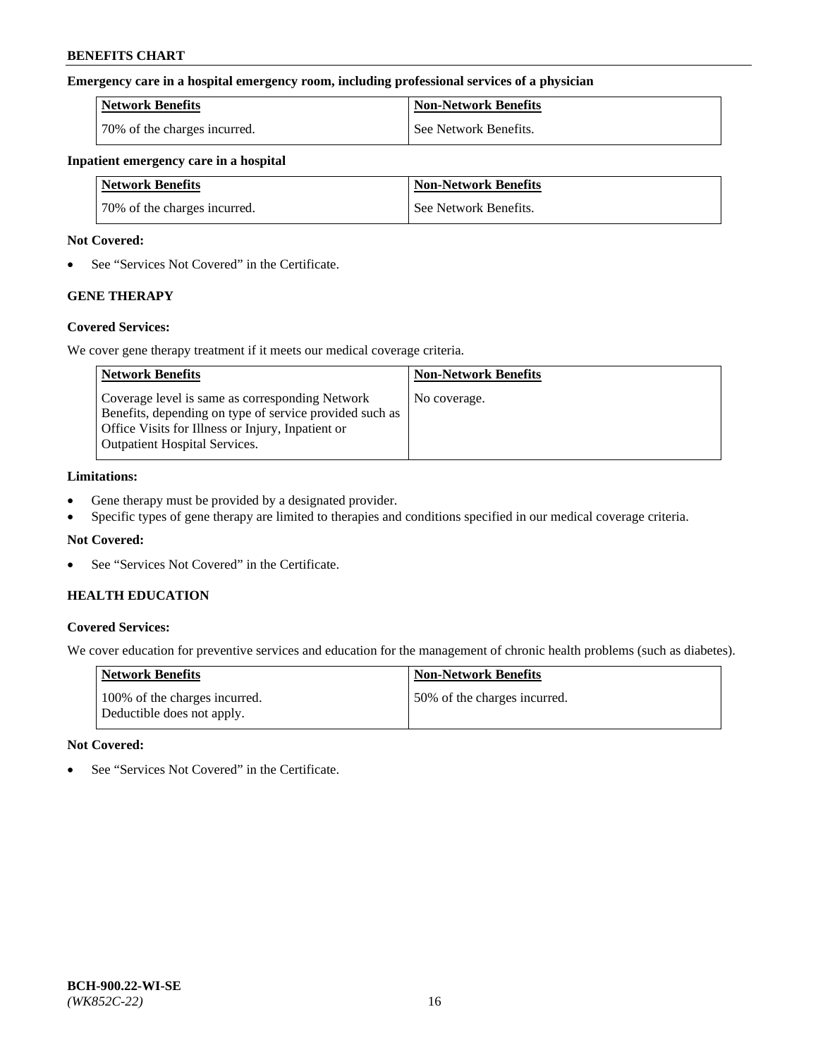**Emergency care in a hospital emergency room, including professional services of a physician**

| Network Benefits | Non-Network Benefits |
| --- | --- |
| 70% of the charges incurred. | See Network Benefits. |

**Inpatient emergency care in a hospital**

| Network Benefits | Non-Network Benefits |
| --- | --- |
| 70% of the charges incurred. | See Network Benefits. |

**Not Covered:**

- See "Services Not Covered" in the Certificate.

## GENE THERAPY

**Covered Services:**

We cover gene therapy treatment if it meets our medical coverage criteria.

| Network Benefits | Non-Network Benefits |
| --- | --- |
| Coverage level is same as corresponding Network Benefits, depending on type of service provided such as Office Visits for Illness or Injury, Inpatient or Outpatient Hospital Services. | No coverage. |

**Limitations:**

- Gene therapy must be provided by a designated provider.
- Specific types of gene therapy are limited to therapies and conditions specified in our medical coverage criteria.

**Not Covered:**

- See "Services Not Covered" in the Certificate.

## HEALTH EDUCATION

**Covered Services:**

We cover education for preventive services and education for the management of chronic health problems (such as diabetes).

| Network Benefits | Non-Network Benefits |
| --- | --- |
| 100% of the charges incurred. Deductible does not apply. | 50% of the charges incurred. |

**Not Covered:**

- See "Services Not Covered" in the Certificate.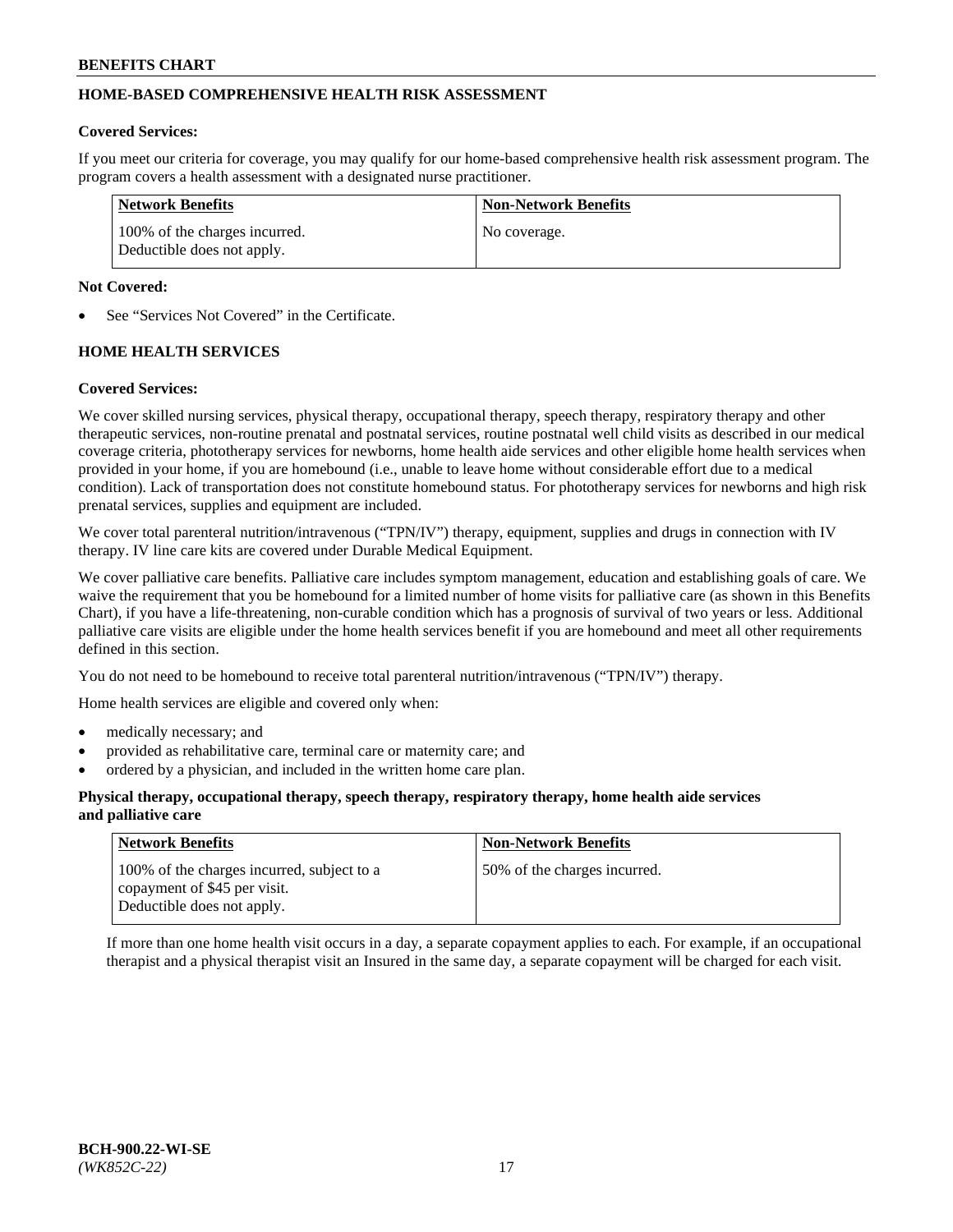## HOME-BASED COMPREHENSIVE HEALTH RISK ASSESSMENT

**Covered Services:**

If you meet our criteria for coverage, you may qualify for our home-based comprehensive health risk assessment program. The program covers a health assessment with a designated nurse practitioner.

| Network Benefits | Non-Network Benefits |
|---|---|
| 100% of the charges incurred. Deductible does not apply. | No coverage. |

**Not Covered:**

- See "Services Not Covered" in the Certificate.

## HOME HEALTH SERVICES

**Covered Services:**

We cover skilled nursing services, physical therapy, occupational therapy, speech therapy, respiratory therapy and other therapeutic services, non-routine prenatal and postnatal services, routine postnatal well child visits as described in our medical coverage criteria, phototherapy services for newborns, home health aide services and other eligible home health services when provided in your home, if you are homebound (i.e., unable to leave home without considerable effort due to a medical condition). Lack of transportation does not constitute homebound status. For phototherapy services for newborns and high risk prenatal services, supplies and equipment are included.

We cover total parenteral nutrition/intravenous ("TPN/IV") therapy, equipment, supplies and drugs in connection with IV therapy. IV line care kits are covered under Durable Medical Equipment.

We cover palliative care benefits. Palliative care includes symptom management, education and establishing goals of care. We waive the requirement that you be homebound for a limited number of home visits for palliative care (as shown in this Benefits Chart), if you have a life-threatening, non-curable condition which has a prognosis of survival of two years or less. Additional palliative care visits are eligible under the home health services benefit if you are homebound and meet all other requirements defined in this section.

You do not need to be homebound to receive total parenteral nutrition/intravenous ("TPN/IV") therapy.

Home health services are eligible and covered only when:

- medically necessary; and
- provided as rehabilitative care, terminal care or maternity care; and
- ordered by a physician, and included in the written home care plan.

**Physical therapy, occupational therapy, speech therapy, respiratory therapy, home health aide services and palliative care**

| Network Benefits | Non-Network Benefits |
|---|---|
| 100% of the charges incurred, subject to a copayment of $45 per visit. Deductible does not apply. | 50% of the charges incurred. |

If more than one home health visit occurs in a day, a separate copayment applies to each. For example, if an occupational therapist and a physical therapist visit an Insured in the same day, a separate copayment will be charged for each visit.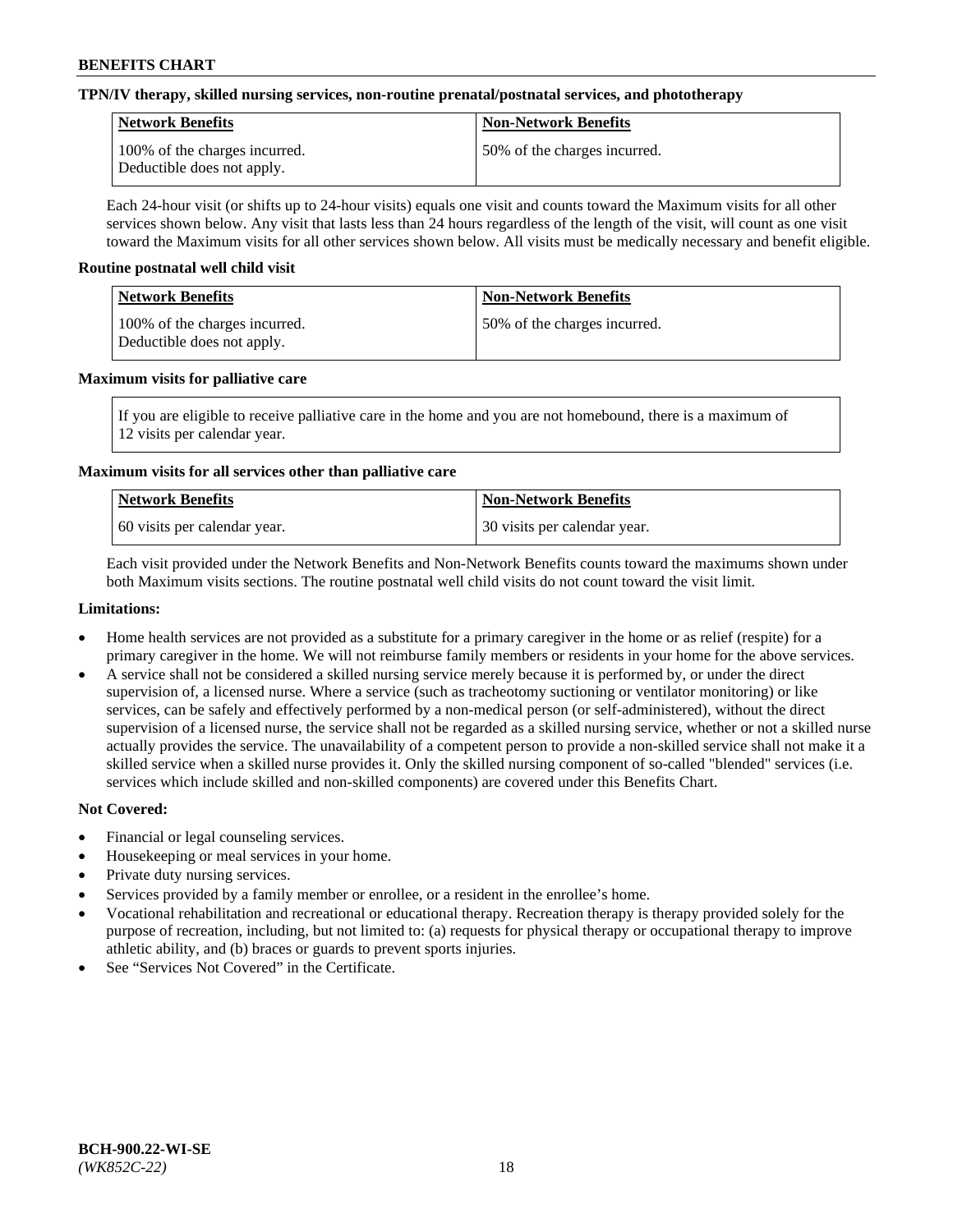**TPN/IV therapy, skilled nursing services, non-routine prenatal/postnatal services, and phototherapy**

| Network Benefits | Non-Network Benefits |
|---|---|
| 100% of the charges incurred. Deductible does not apply. | 50% of the charges incurred. |

Each 24-hour visit (or shifts up to 24-hour visits) equals one visit and counts toward the Maximum visits for all other services shown below. Any visit that lasts less than 24 hours regardless of the length of the visit, will count as one visit toward the Maximum visits for all other services shown below. All visits must be medically necessary and benefit eligible.

**Routine postnatal well child visit**

| Network Benefits | Non-Network Benefits |
|---|---|
| 100% of the charges incurred. Deductible does not apply. | 50% of the charges incurred. |

**Maximum visits for palliative care**

If you are eligible to receive palliative care in the home and you are not homebound, there is a maximum of 12 visits per calendar year.

**Maximum visits for all services other than palliative care**

| Network Benefits | Non-Network Benefits |
|---|---|
| 60 visits per calendar year. | 30 visits per calendar year. |

Each visit provided under the Network Benefits and Non-Network Benefits counts toward the maximums shown under both Maximum visits sections. The routine postnatal well child visits do not count toward the visit limit.

**Limitations:**

- Home health services are not provided as a substitute for a primary caregiver in the home or as relief (respite) for a primary caregiver in the home. We will not reimburse family members or residents in your home for the above services.
- A service shall not be considered a skilled nursing service merely because it is performed by, or under the direct supervision of, a licensed nurse. Where a service (such as tracheotomy suctioning or ventilator monitoring) or like services, can be safely and effectively performed by a non-medical person (or self-administered), without the direct supervision of a licensed nurse, the service shall not be regarded as a skilled nursing service, whether or not a skilled nurse actually provides the service. The unavailability of a competent person to provide a non-skilled service shall not make it a skilled service when a skilled nurse provides it. Only the skilled nursing component of so-called "blended" services (i.e. services which include skilled and non-skilled components) are covered under this Benefits Chart.

**Not Covered:**

- Financial or legal counseling services.
- Housekeeping or meal services in your home.
- Private duty nursing services.
- Services provided by a family member or enrollee, or a resident in the enrollee's home.
- Vocational rehabilitation and recreational or educational therapy. Recreation therapy is therapy provided solely for the purpose of recreation, including, but not limited to: (a) requests for physical therapy or occupational therapy to improve athletic ability, and (b) braces or guards to prevent sports injuries.
- See "Services Not Covered" in the Certificate.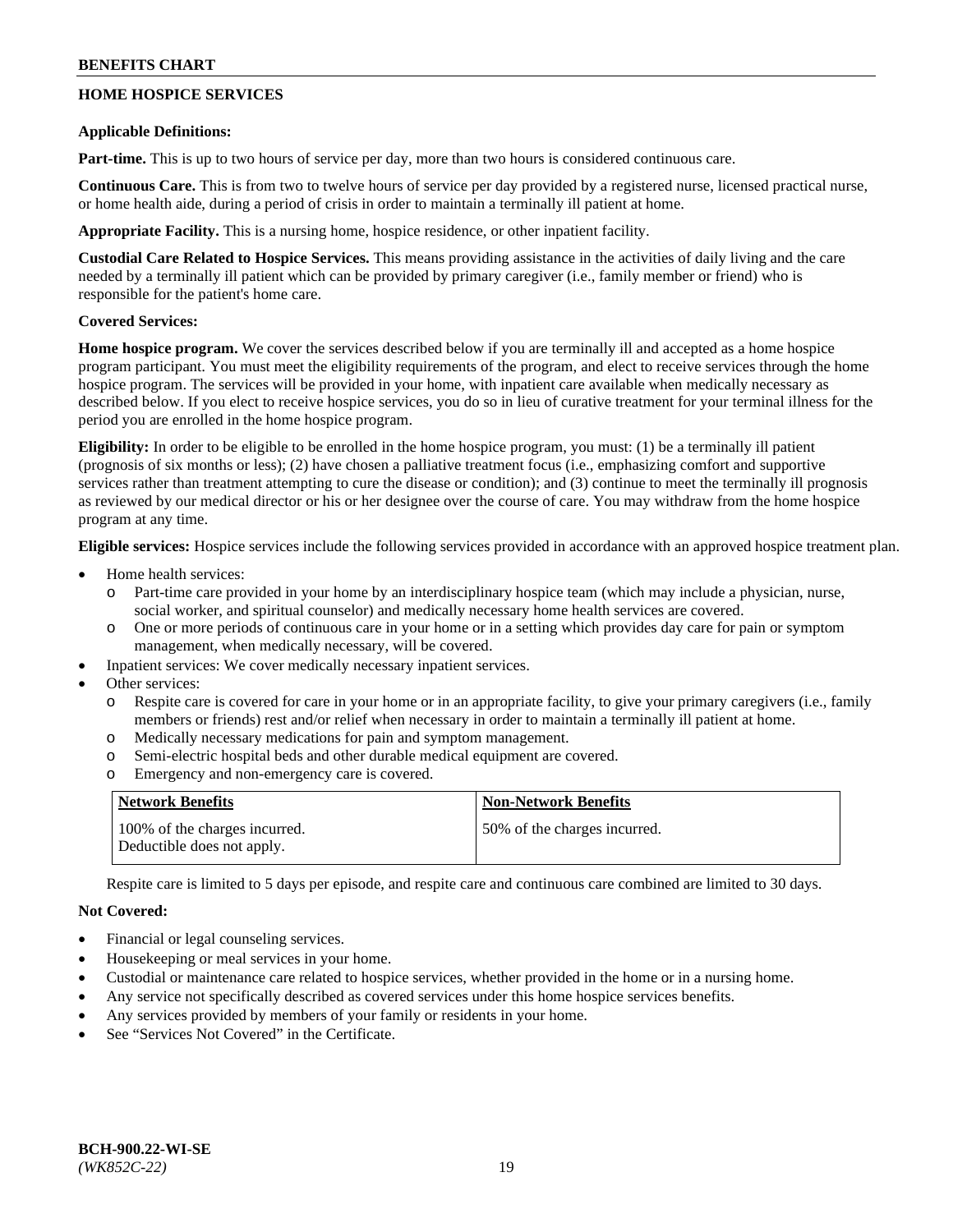## HOME HOSPICE SERVICES

**Applicable Definitions:**

**Part-time.** This is up to two hours of service per day, more than two hours is considered continuous care.

**Continuous Care.** This is from two to twelve hours of service per day provided by a registered nurse, licensed practical nurse, or home health aide, during a period of crisis in order to maintain a terminally ill patient at home.

**Appropriate Facility.** This is a nursing home, hospice residence, or other inpatient facility.

**Custodial Care Related to Hospice Services.** This means providing assistance in the activities of daily living and the care needed by a terminally ill patient which can be provided by primary caregiver (i.e., family member or friend) who is responsible for the patient's home care.

**Covered Services:**

**Home hospice program.** We cover the services described below if you are terminally ill and accepted as a home hospice program participant. You must meet the eligibility requirements of the program, and elect to receive services through the home hospice program. The services will be provided in your home, with inpatient care available when medically necessary as described below. If you elect to receive hospice services, you do so in lieu of curative treatment for your terminal illness for the period you are enrolled in the home hospice program.

**Eligibility:** In order to be eligible to be enrolled in the home hospice program, you must: (1) be a terminally ill patient (prognosis of six months or less); (2) have chosen a palliative treatment focus (i.e., emphasizing comfort and supportive services rather than treatment attempting to cure the disease or condition); and (3) continue to meet the terminally ill prognosis as reviewed by our medical director or his or her designee over the course of care. You may withdraw from the home hospice program at any time.

**Eligible services:** Hospice services include the following services provided in accordance with an approved hospice treatment plan.

- Home health services:
  - Part-time care provided in your home by an interdisciplinary hospice team (which may include a physician, nurse, social worker, and spiritual counselor) and medically necessary home health services are covered.
  - One or more periods of continuous care in your home or in a setting which provides day care for pain or symptom management, when medically necessary, will be covered.
- Inpatient services: We cover medically necessary inpatient services.
- Other services:
  - Respite care is covered for care in your home or in an appropriate facility, to give your primary caregivers (i.e., family members or friends) rest and/or relief when necessary in order to maintain a terminally ill patient at home.
  - Medically necessary medications for pain and symptom management.
  - Semi-electric hospital beds and other durable medical equipment are covered.
  - Emergency and non-emergency care is covered.

| Network Benefits | Non-Network Benefits |
|---|---|
| 100% of the charges incurred. Deductible does not apply. | 50% of the charges incurred. |

Respite care is limited to 5 days per episode, and respite care and continuous care combined are limited to 30 days.

**Not Covered:**

- Financial or legal counseling services.
- Housekeeping or meal services in your home.
- Custodial or maintenance care related to hospice services, whether provided in the home or in a nursing home.
- Any service not specifically described as covered services under this home hospice services benefits.
- Any services provided by members of your family or residents in your home.
- See "Services Not Covered" in the Certificate.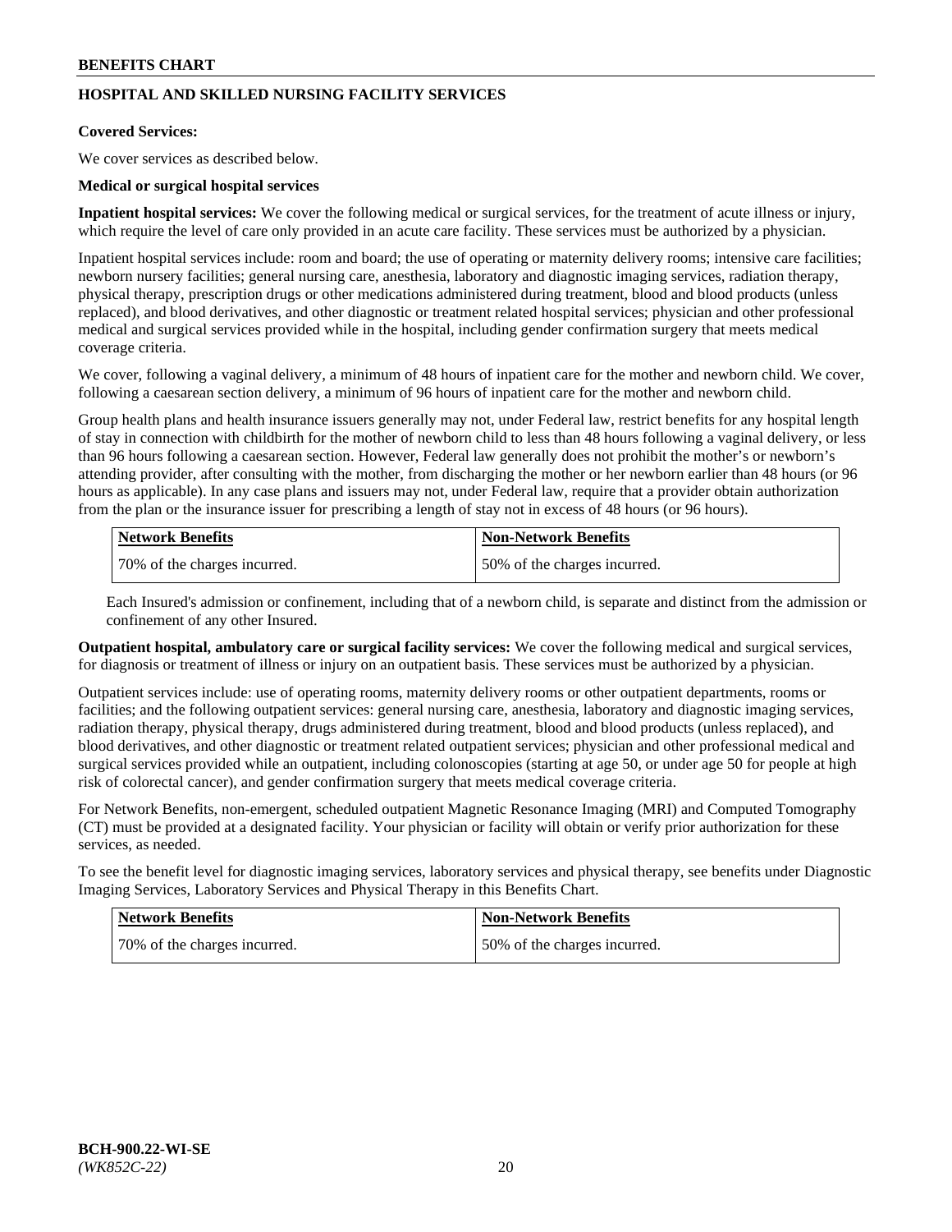## HOSPITAL AND SKILLED NURSING FACILITY SERVICES

**Covered Services:**

We cover services as described below.

**Medical or surgical hospital services**

**Inpatient hospital services:** We cover the following medical or surgical services, for the treatment of acute illness or injury, which require the level of care only provided in an acute care facility. These services must be authorized by a physician.

Inpatient hospital services include: room and board; the use of operating or maternity delivery rooms; intensive care facilities; newborn nursery facilities; general nursing care, anesthesia, laboratory and diagnostic imaging services, radiation therapy, physical therapy, prescription drugs or other medications administered during treatment, blood and blood products (unless replaced), and blood derivatives, and other diagnostic or treatment related hospital services; physician and other professional medical and surgical services provided while in the hospital, including gender confirmation surgery that meets medical coverage criteria.

We cover, following a vaginal delivery, a minimum of 48 hours of inpatient care for the mother and newborn child. We cover, following a caesarean section delivery, a minimum of 96 hours of inpatient care for the mother and newborn child.

Group health plans and health insurance issuers generally may not, under Federal law, restrict benefits for any hospital length of stay in connection with childbirth for the mother of newborn child to less than 48 hours following a vaginal delivery, or less than 96 hours following a caesarean section. However, Federal law generally does not prohibit the mother's or newborn's attending provider, after consulting with the mother, from discharging the mother or her newborn earlier than 48 hours (or 96 hours as applicable). In any case plans and issuers may not, under Federal law, require that a provider obtain authorization from the plan or the insurance issuer for prescribing a length of stay not in excess of 48 hours (or 96 hours).

| Network Benefits | Non-Network Benefits |
| --- | --- |
| 70% of the charges incurred. | 50% of the charges incurred. |

Each Insured's admission or confinement, including that of a newborn child, is separate and distinct from the admission or confinement of any other Insured.

**Outpatient hospital, ambulatory care or surgical facility services:** We cover the following medical and surgical services, for diagnosis or treatment of illness or injury on an outpatient basis. These services must be authorized by a physician.

Outpatient services include: use of operating rooms, maternity delivery rooms or other outpatient departments, rooms or facilities; and the following outpatient services: general nursing care, anesthesia, laboratory and diagnostic imaging services, radiation therapy, physical therapy, drugs administered during treatment, blood and blood products (unless replaced), and blood derivatives, and other diagnostic or treatment related outpatient services; physician and other professional medical and surgical services provided while an outpatient, including colonoscopies (starting at age 50, or under age 50 for people at high risk of colorectal cancer), and gender confirmation surgery that meets medical coverage criteria.

For Network Benefits, non-emergent, scheduled outpatient Magnetic Resonance Imaging (MRI) and Computed Tomography (CT) must be provided at a designated facility. Your physician or facility will obtain or verify prior authorization for these services, as needed.

To see the benefit level for diagnostic imaging services, laboratory services and physical therapy, see benefits under Diagnostic Imaging Services, Laboratory Services and Physical Therapy in this Benefits Chart.

| Network Benefits | Non-Network Benefits |
| --- | --- |
| 70% of the charges incurred. | 50% of the charges incurred. |

BCH-900.22-WI-SE
*(WK852C-22)*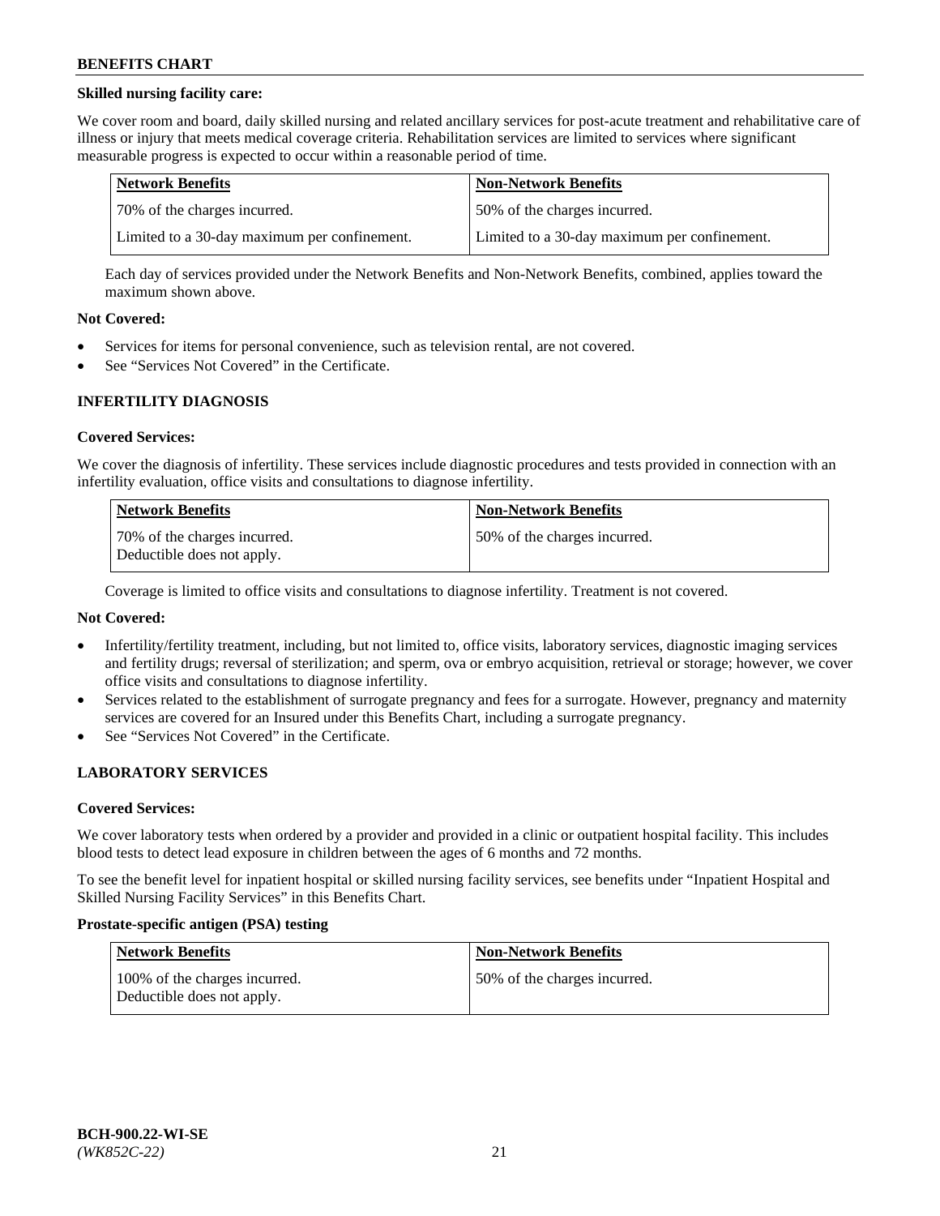**Skilled nursing facility care:**

We cover room and board, daily skilled nursing and related ancillary services for post-acute treatment and rehabilitative care of illness or injury that meets medical coverage criteria. Rehabilitation services are limited to services where significant measurable progress is expected to occur within a reasonable period of time.

| Network Benefits | Non-Network Benefits |
|---|---|
| 70% of the charges incurred. | 50% of the charges incurred. |
| Limited to a 30-day maximum per confinement. | Limited to a 30-day maximum per confinement. |

Each day of services provided under the Network Benefits and Non-Network Benefits, combined, applies toward the maximum shown above.

**Not Covered:**

- Services for items for personal convenience, such as television rental, are not covered.
- See "Services Not Covered" in the Certificate.

## INFERTILITY DIAGNOSIS

**Covered Services:**

We cover the diagnosis of infertility. These services include diagnostic procedures and tests provided in connection with an infertility evaluation, office visits and consultations to diagnose infertility.

| Network Benefits | Non-Network Benefits |
|---|---|
| 70% of the charges incurred. Deductible does not apply. | 50% of the charges incurred. |

Coverage is limited to office visits and consultations to diagnose infertility. Treatment is not covered.

**Not Covered:**

- Infertility/fertility treatment, including, but not limited to, office visits, laboratory services, diagnostic imaging services and fertility drugs; reversal of sterilization; and sperm, ova or embryo acquisition, retrieval or storage; however, we cover office visits and consultations to diagnose infertility.
- Services related to the establishment of surrogate pregnancy and fees for a surrogate. However, pregnancy and maternity services are covered for an Insured under this Benefits Chart, including a surrogate pregnancy.
- See "Services Not Covered" in the Certificate.

## LABORATORY SERVICES

**Covered Services:**

We cover laboratory tests when ordered by a provider and provided in a clinic or outpatient hospital facility. This includes blood tests to detect lead exposure in children between the ages of 6 months and 72 months.

To see the benefit level for inpatient hospital or skilled nursing facility services, see benefits under "Inpatient Hospital and Skilled Nursing Facility Services" in this Benefits Chart.

**Prostate-specific antigen (PSA) testing**

| Network Benefits | Non-Network Benefits |
|---|---|
| 100% of the charges incurred. Deductible does not apply. | 50% of the charges incurred. |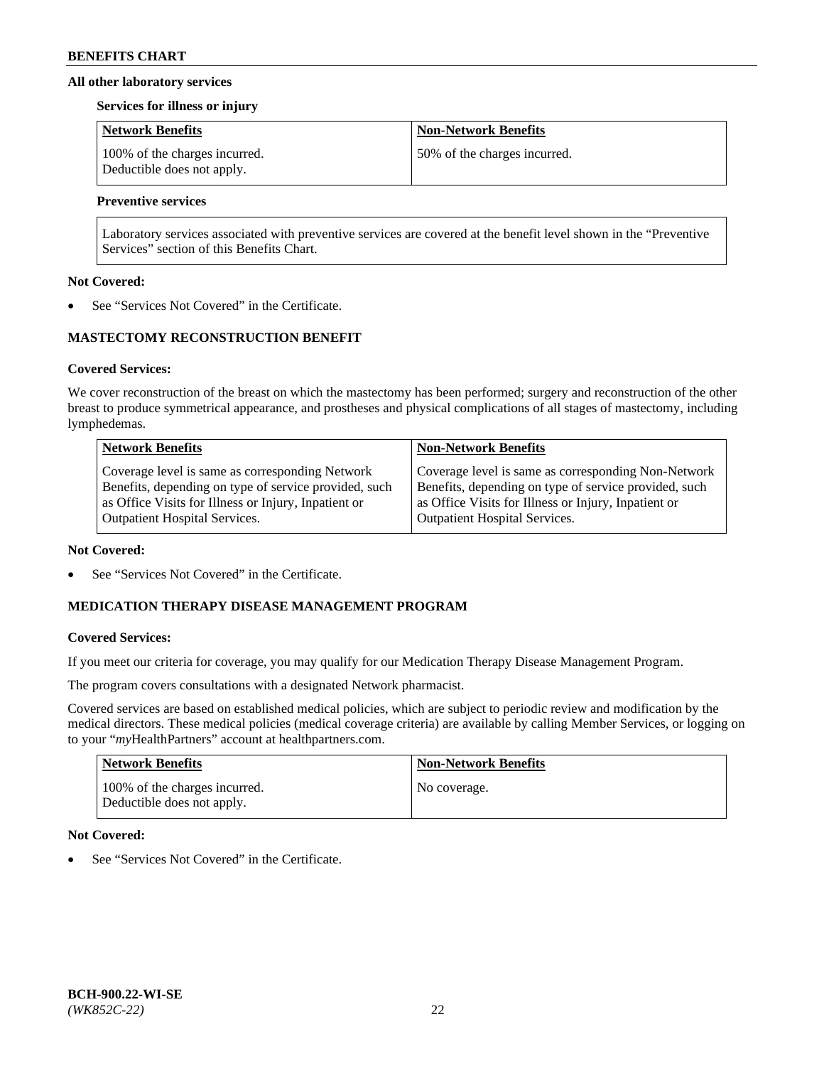**All other laboratory services**

**Services for illness or injury**

| Network Benefits | Non-Network Benefits |
| --- | --- |
| 100% of the charges incurred. Deductible does not apply. | 50% of the charges incurred. |

**Preventive services**

| Laboratory services associated with preventive services are covered at the benefit level shown in the "Preventive Services" section of this Benefits Chart. |
| --- |

**Not Covered:**

- See "Services Not Covered" in the Certificate.

## MASTECTOMY RECONSTRUCTION BENEFIT

**Covered Services:**

We cover reconstruction of the breast on which the mastectomy has been performed; surgery and reconstruction of the other breast to produce symmetrical appearance, and prostheses and physical complications of all stages of mastectomy, including lymphedemas.

| Network Benefits | Non-Network Benefits |
| --- | --- |
| Coverage level is same as corresponding Network Benefits, depending on type of service provided, such as Office Visits for Illness or Injury, Inpatient or Outpatient Hospital Services. | Coverage level is same as corresponding Non-Network Benefits, depending on type of service provided, such as Office Visits for Illness or Injury, Inpatient or Outpatient Hospital Services. |

**Not Covered:**

- See "Services Not Covered" in the Certificate.

## MEDICATION THERAPY DISEASE MANAGEMENT PROGRAM

**Covered Services:**

If you meet our criteria for coverage, you may qualify for our Medication Therapy Disease Management Program.

The program covers consultations with a designated Network pharmacist.

Covered services are based on established medical policies, which are subject to periodic review and modification by the medical directors. These medical policies (medical coverage criteria) are available by calling Member Services, or logging on to your "*my*HealthPartners" account at healthpartners.com.

| Network Benefits | Non-Network Benefits |
| --- | --- |
| 100% of the charges incurred. Deductible does not apply. | No coverage. |

**Not Covered:**

- See "Services Not Covered" in the Certificate.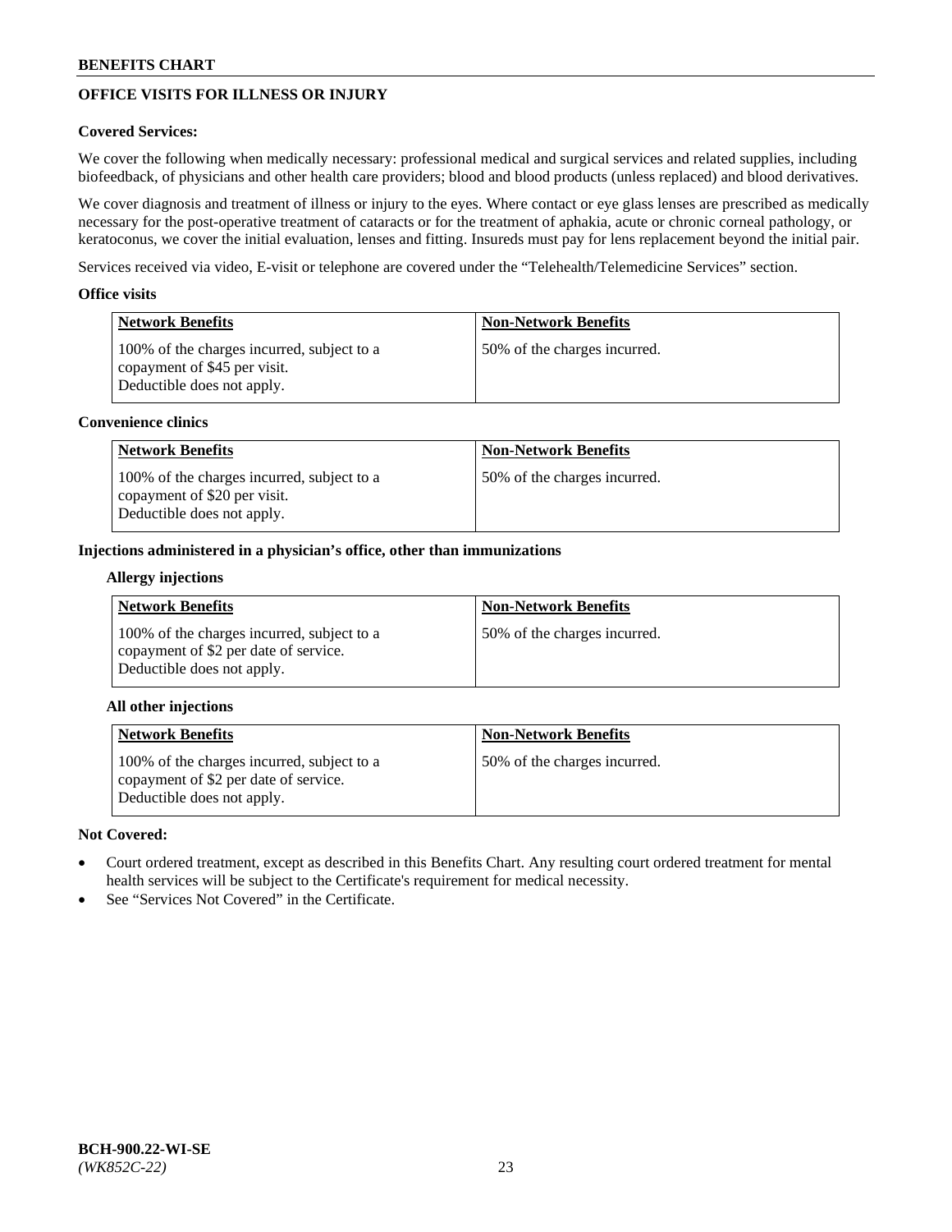## OFFICE VISITS FOR ILLNESS OR INJURY

**Covered Services:**

We cover the following when medically necessary: professional medical and surgical services and related supplies, including biofeedback, of physicians and other health care providers; blood and blood products (unless replaced) and blood derivatives.

We cover diagnosis and treatment of illness or injury to the eyes. Where contact or eye glass lenses are prescribed as medically necessary for the post-operative treatment of cataracts or for the treatment of aphakia, acute or chronic corneal pathology, or keratoconus, we cover the initial evaluation, lenses and fitting. Insureds must pay for lens replacement beyond the initial pair.

Services received via video, E-visit or telephone are covered under the "Telehealth/Telemedicine Services" section.

**Office visits**

| Network Benefits | Non-Network Benefits |
|---|---|
| 100% of the charges incurred, subject to a copayment of $45 per visit. Deductible does not apply. | 50% of the charges incurred. |

**Convenience clinics**

| Network Benefits | Non-Network Benefits |
|---|---|
| 100% of the charges incurred, subject to a copayment of $20 per visit. Deductible does not apply. | 50% of the charges incurred. |

**Injections administered in a physician's office, other than immunizations**

**Allergy injections**

| Network Benefits | Non-Network Benefits |
|---|---|
| 100% of the charges incurred, subject to a copayment of $2 per date of service. Deductible does not apply. | 50% of the charges incurred. |

**All other injections**

| Network Benefits | Non-Network Benefits |
|---|---|
| 100% of the charges incurred, subject to a copayment of $2 per date of service. Deductible does not apply. | 50% of the charges incurred. |

**Not Covered:**

- Court ordered treatment, except as described in this Benefits Chart. Any resulting court ordered treatment for mental health services will be subject to the Certificate's requirement for medical necessity.
- See "Services Not Covered" in the Certificate.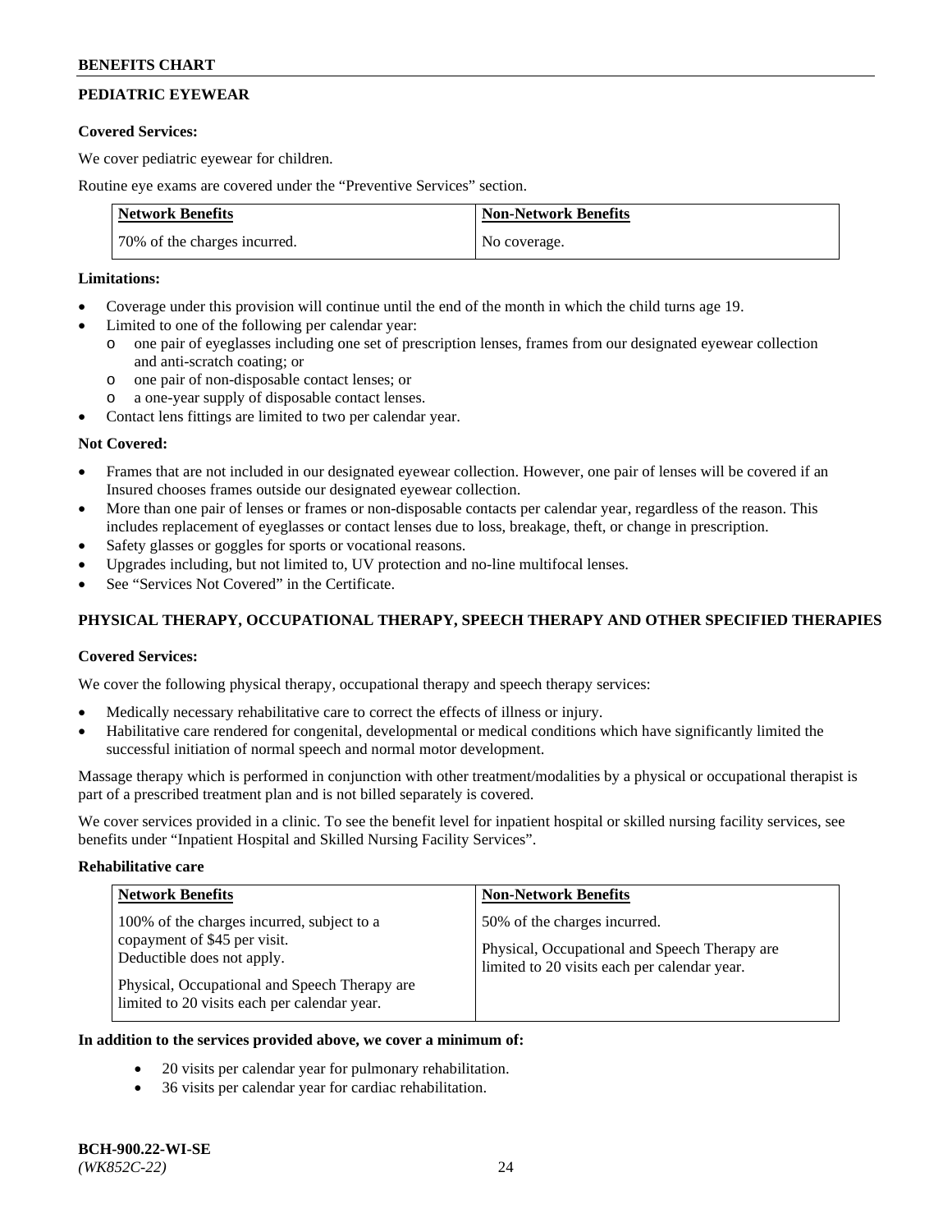## PEDIATRIC EYEWEAR

**Covered Services:**

We cover pediatric eyewear for children.

Routine eye exams are covered under the "Preventive Services" section.

| Network Benefits | Non-Network Benefits |
|---|---|
| 70% of the charges incurred. | No coverage. |

**Limitations:**

- Coverage under this provision will continue until the end of the month in which the child turns age 19.
- Limited to one of the following per calendar year:
  - o one pair of eyeglasses including one set of prescription lenses, frames from our designated eyewear collection and anti-scratch coating; or
  - o one pair of non-disposable contact lenses; or
  - o a one-year supply of disposable contact lenses.
- Contact lens fittings are limited to two per calendar year.

**Not Covered:**

- Frames that are not included in our designated eyewear collection. However, one pair of lenses will be covered if an Insured chooses frames outside our designated eyewear collection.
- More than one pair of lenses or frames or non-disposable contacts per calendar year, regardless of the reason. This includes replacement of eyeglasses or contact lenses due to loss, breakage, theft, or change in prescription.
- Safety glasses or goggles for sports or vocational reasons.
- Upgrades including, but not limited to, UV protection and no-line multifocal lenses.
- See "Services Not Covered" in the Certificate.

## PHYSICAL THERAPY, OCCUPATIONAL THERAPY, SPEECH THERAPY AND OTHER SPECIFIED THERAPIES

**Covered Services:**

We cover the following physical therapy, occupational therapy and speech therapy services:

- Medically necessary rehabilitative care to correct the effects of illness or injury.
- Habilitative care rendered for congenital, developmental or medical conditions which have significantly limited the successful initiation of normal speech and normal motor development.

Massage therapy which is performed in conjunction with other treatment/modalities by a physical or occupational therapist is part of a prescribed treatment plan and is not billed separately is covered.

We cover services provided in a clinic. To see the benefit level for inpatient hospital or skilled nursing facility services, see benefits under "Inpatient Hospital and Skilled Nursing Facility Services".

**Rehabilitative care**

| Network Benefits | Non-Network Benefits |
|---|---|
| 100% of the charges incurred, subject to a copayment of $45 per visit. Deductible does not apply.<br><br>Physical, Occupational and Speech Therapy are limited to 20 visits each per calendar year. | 50% of the charges incurred.<br><br>Physical, Occupational and Speech Therapy are limited to 20 visits each per calendar year. |

**In addition to the services provided above, we cover a minimum of:**

- 20 visits per calendar year for pulmonary rehabilitation.
- 36 visits per calendar year for cardiac rehabilitation.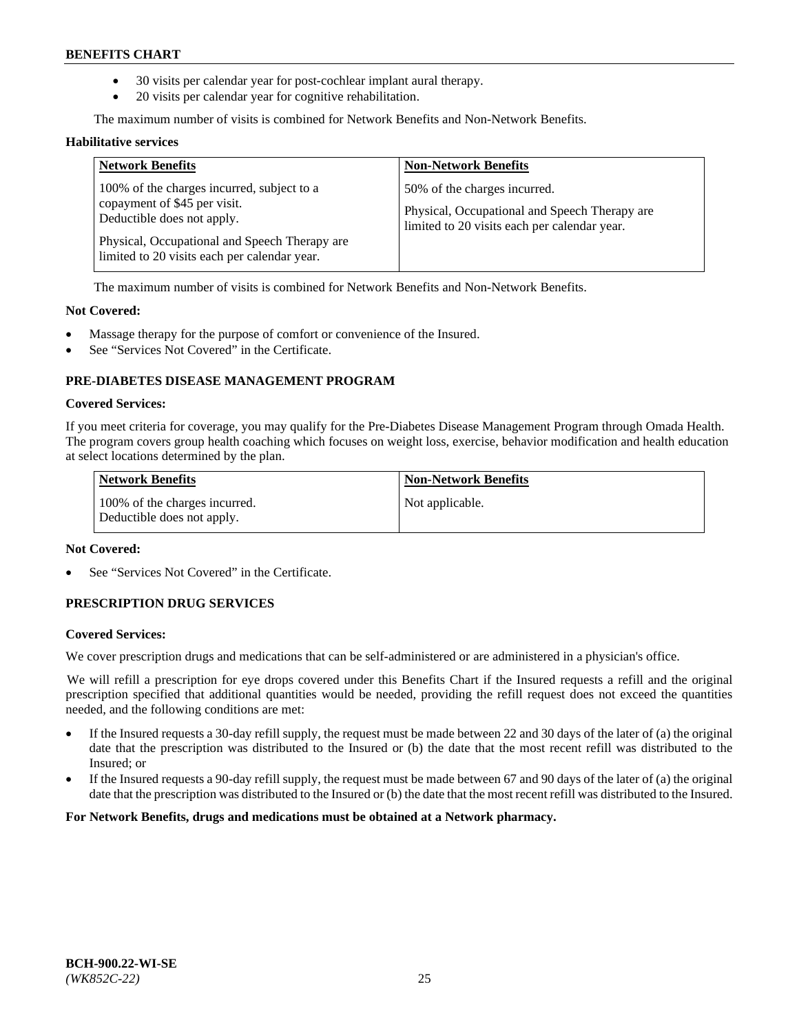- 30 visits per calendar year for post-cochlear implant aural therapy.
- 20 visits per calendar year for cognitive rehabilitation.

The maximum number of visits is combined for Network Benefits and Non-Network Benefits.

**Habilitative services**

| Network Benefits | Non-Network Benefits |
| --- | --- |
| 100% of the charges incurred, subject to a copayment of $45 per visit. Deductible does not apply.<br><br>Physical, Occupational and Speech Therapy are limited to 20 visits each per calendar year. | 50% of the charges incurred.<br><br>Physical, Occupational and Speech Therapy are limited to 20 visits each per calendar year. |

The maximum number of visits is combined for Network Benefits and Non-Network Benefits.

**Not Covered:**

- Massage therapy for the purpose of comfort or convenience of the Insured.
- See "Services Not Covered" in the Certificate.

### PRE-DIABETES DISEASE MANAGEMENT PROGRAM

**Covered Services:**

If you meet criteria for coverage, you may qualify for the Pre-Diabetes Disease Management Program through Omada Health. The program covers group health coaching which focuses on weight loss, exercise, behavior modification and health education at select locations determined by the plan.

| Network Benefits | Non-Network Benefits |
| --- | --- |
| 100% of the charges incurred. Deductible does not apply. | Not applicable. |

**Not Covered:**

- See "Services Not Covered" in the Certificate.

### PRESCRIPTION DRUG SERVICES

**Covered Services:**

We cover prescription drugs and medications that can be self-administered or are administered in a physician's office.

We will refill a prescription for eye drops covered under this Benefits Chart if the Insured requests a refill and the original prescription specified that additional quantities would be needed, providing the refill request does not exceed the quantities needed, and the following conditions are met:

- If the Insured requests a 30-day refill supply, the request must be made between 22 and 30 days of the later of (a) the original date that the prescription was distributed to the Insured or (b) the date that the most recent refill was distributed to the Insured; or
- If the Insured requests a 90-day refill supply, the request must be made between 67 and 90 days of the later of (a) the original date that the prescription was distributed to the Insured or (b) the date that the most recent refill was distributed to the Insured.

**For Network Benefits, drugs and medications must be obtained at a Network pharmacy.**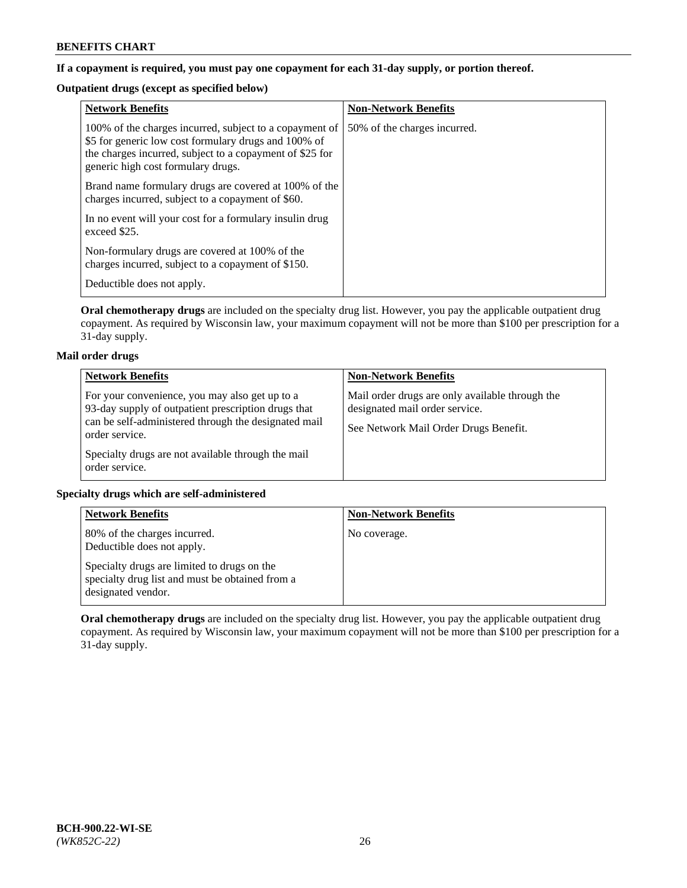**BENEFITS CHART**

**If a copayment is required, you must pay one copayment for each 31-day supply, or portion thereof.**

**Outpatient drugs (except as specified below)**

| Network Benefits | Non-Network Benefits |
|---|---|
| 100% of the charges incurred, subject to a copayment of $5 for generic low cost formulary drugs and 100% of the charges incurred, subject to a copayment of $25 for generic high cost formulary drugs.<br><br>Brand name formulary drugs are covered at 100% of the charges incurred, subject to a copayment of $60.<br><br>In no event will your cost for a formulary insulin drug exceed $25.<br><br>Non-formulary drugs are covered at 100% of the charges incurred, subject to a copayment of $150.<br><br>Deductible does not apply. | 50% of the charges incurred. |

**Oral chemotherapy drugs** are included on the specialty drug list. However, you pay the applicable outpatient drug copayment. As required by Wisconsin law, your maximum copayment will not be more than $100 per prescription for a 31-day supply.

**Mail order drugs**

| Network Benefits | Non-Network Benefits |
|---|---|
| For your convenience, you may also get up to a 93-day supply of outpatient prescription drugs that can be self-administered through the designated mail order service.<br><br>Specialty drugs are not available through the mail order service. | Mail order drugs are only available through the designated mail order service.<br><br>See Network Mail Order Drugs Benefit. |

**Specialty drugs which are self-administered**

| Network Benefits | Non-Network Benefits |
|---|---|
| 80% of the charges incurred.<br>Deductible does not apply.<br><br>Specialty drugs are limited to drugs on the specialty drug list and must be obtained from a designated vendor. | No coverage. |

**Oral chemotherapy drugs** are included on the specialty drug list. However, you pay the applicable outpatient drug copayment. As required by Wisconsin law, your maximum copayment will not be more than $100 per prescription for a 31-day supply.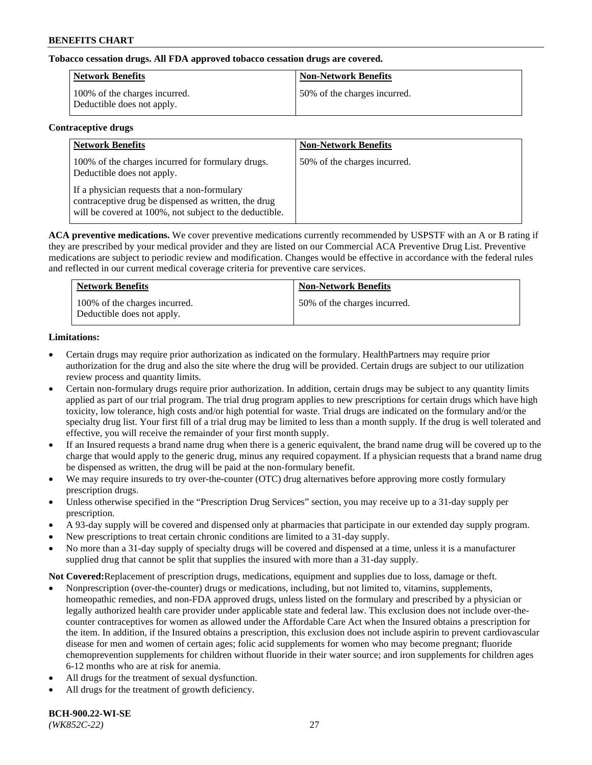**Tobacco cessation drugs. All FDA approved tobacco cessation drugs are covered.**

| Network Benefits | Non-Network Benefits |
|---|---|
| 100% of the charges incurred. Deductible does not apply. | 50% of the charges incurred. |

**Contraceptive drugs**

| Network Benefits | Non-Network Benefits |
|---|---|
| 100% of the charges incurred for formulary drugs. Deductible does not apply. If a physician requests that a non-formulary contraceptive drug be dispensed as written, the drug will be covered at 100%, not subject to the deductible. | 50% of the charges incurred. |

**ACA preventive medications.** We cover preventive medications currently recommended by USPSTF with an A or B rating if they are prescribed by your medical provider and they are listed on our Commercial ACA Preventive Drug List. Preventive medications are subject to periodic review and modification. Changes would be effective in accordance with the federal rules and reflected in our current medical coverage criteria for preventive care services.

| Network Benefits | Non-Network Benefits |
|---|---|
| 100% of the charges incurred. Deductible does not apply. | 50% of the charges incurred. |

**Limitations:**

- Certain drugs may require prior authorization as indicated on the formulary. HealthPartners may require prior authorization for the drug and also the site where the drug will be provided. Certain drugs are subject to our utilization review process and quantity limits.
- Certain non-formulary drugs require prior authorization. In addition, certain drugs may be subject to any quantity limits applied as part of our trial program. The trial drug program applies to new prescriptions for certain drugs which have high toxicity, low tolerance, high costs and/or high potential for waste. Trial drugs are indicated on the formulary and/or the specialty drug list. Your first fill of a trial drug may be limited to less than a month supply. If the drug is well tolerated and effective, you will receive the remainder of your first month supply.
- If an Insured requests a brand name drug when there is a generic equivalent, the brand name drug will be covered up to the charge that would apply to the generic drug, minus any required copayment. If a physician requests that a brand name drug be dispensed as written, the drug will be paid at the non-formulary benefit.
- We may require insureds to try over-the-counter (OTC) drug alternatives before approving more costly formulary prescription drugs.
- Unless otherwise specified in the "Prescription Drug Services" section, you may receive up to a 31-day supply per prescription.
- A 93-day supply will be covered and dispensed only at pharmacies that participate in our extended day supply program.
- New prescriptions to treat certain chronic conditions are limited to a 31-day supply.
- No more than a 31-day supply of specialty drugs will be covered and dispensed at a time, unless it is a manufacturer supplied drug that cannot be split that supplies the insured with more than a 31-day supply.

**Not Covered:**Replacement of prescription drugs, medications, equipment and supplies due to loss, damage or theft.

- Nonprescription (over-the-counter) drugs or medications, including, but not limited to, vitamins, supplements, homeopathic remedies, and non-FDA approved drugs, unless listed on the formulary and prescribed by a physician or legally authorized health care provider under applicable state and federal law. This exclusion does not include over-the-counter contraceptives for women as allowed under the Affordable Care Act when the Insured obtains a prescription for the item. In addition, if the Insured obtains a prescription, this exclusion does not include aspirin to prevent cardiovascular disease for men and women of certain ages; folic acid supplements for women who may become pregnant; fluoride chemoprevention supplements for children without fluoride in their water source; and iron supplements for children ages 6-12 months who are at risk for anemia.
- All drugs for the treatment of sexual dysfunction.
- All drugs for the treatment of growth deficiency.

**BCH-900.22-WI-SE**
*(WK852C-22)*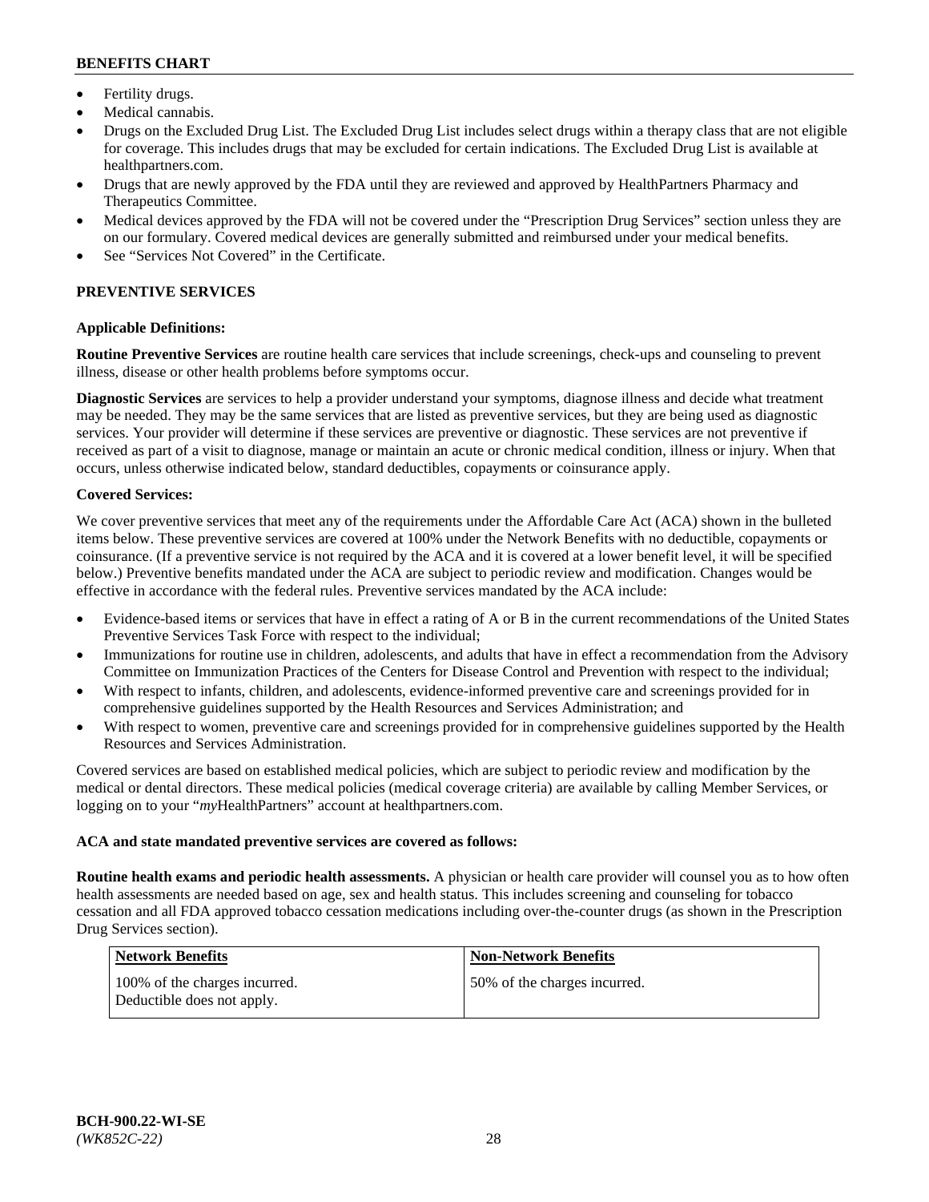- Fertility drugs.
- Medical cannabis.
- Drugs on the Excluded Drug List. The Excluded Drug List includes select drugs within a therapy class that are not eligible for coverage. This includes drugs that may be excluded for certain indications. The Excluded Drug List is available at healthpartners.com.
- Drugs that are newly approved by the FDA until they are reviewed and approved by HealthPartners Pharmacy and Therapeutics Committee.
- Medical devices approved by the FDA will not be covered under the "Prescription Drug Services" section unless they are on our formulary. Covered medical devices are generally submitted and reimbursed under your medical benefits.
- See "Services Not Covered" in the Certificate.

## PREVENTIVE SERVICES

**Applicable Definitions:**

**Routine Preventive Services** are routine health care services that include screenings, check-ups and counseling to prevent illness, disease or other health problems before symptoms occur.

**Diagnostic Services** are services to help a provider understand your symptoms, diagnose illness and decide what treatment may be needed. They may be the same services that are listed as preventive services, but they are being used as diagnostic services. Your provider will determine if these services are preventive or diagnostic. These services are not preventive if received as part of a visit to diagnose, manage or maintain an acute or chronic medical condition, illness or injury. When that occurs, unless otherwise indicated below, standard deductibles, copayments or coinsurance apply.

**Covered Services:**

We cover preventive services that meet any of the requirements under the Affordable Care Act (ACA) shown in the bulleted items below. These preventive services are covered at 100% under the Network Benefits with no deductible, copayments or coinsurance. (If a preventive service is not required by the ACA and it is covered at a lower benefit level, it will be specified below.) Preventive benefits mandated under the ACA are subject to periodic review and modification. Changes would be effective in accordance with the federal rules. Preventive services mandated by the ACA include:

- Evidence-based items or services that have in effect a rating of A or B in the current recommendations of the United States Preventive Services Task Force with respect to the individual;
- Immunizations for routine use in children, adolescents, and adults that have in effect a recommendation from the Advisory Committee on Immunization Practices of the Centers for Disease Control and Prevention with respect to the individual;
- With respect to infants, children, and adolescents, evidence-informed preventive care and screenings provided for in comprehensive guidelines supported by the Health Resources and Services Administration; and
- With respect to women, preventive care and screenings provided for in comprehensive guidelines supported by the Health Resources and Services Administration.

Covered services are based on established medical policies, which are subject to periodic review and modification by the medical or dental directors. These medical policies (medical coverage criteria) are available by calling Member Services, or logging on to your "*my*HealthPartners" account at healthpartners.com.

**ACA and state mandated preventive services are covered as follows:**

**Routine health exams and periodic health assessments.** A physician or health care provider will counsel you as to how often health assessments are needed based on age, sex and health status. This includes screening and counseling for tobacco cessation and all FDA approved tobacco cessation medications including over-the-counter drugs (as shown in the Prescription Drug Services section).

| Network Benefits | Non-Network Benefits |
|---|---|
| 100% of the charges incurred. Deductible does not apply. | 50% of the charges incurred. |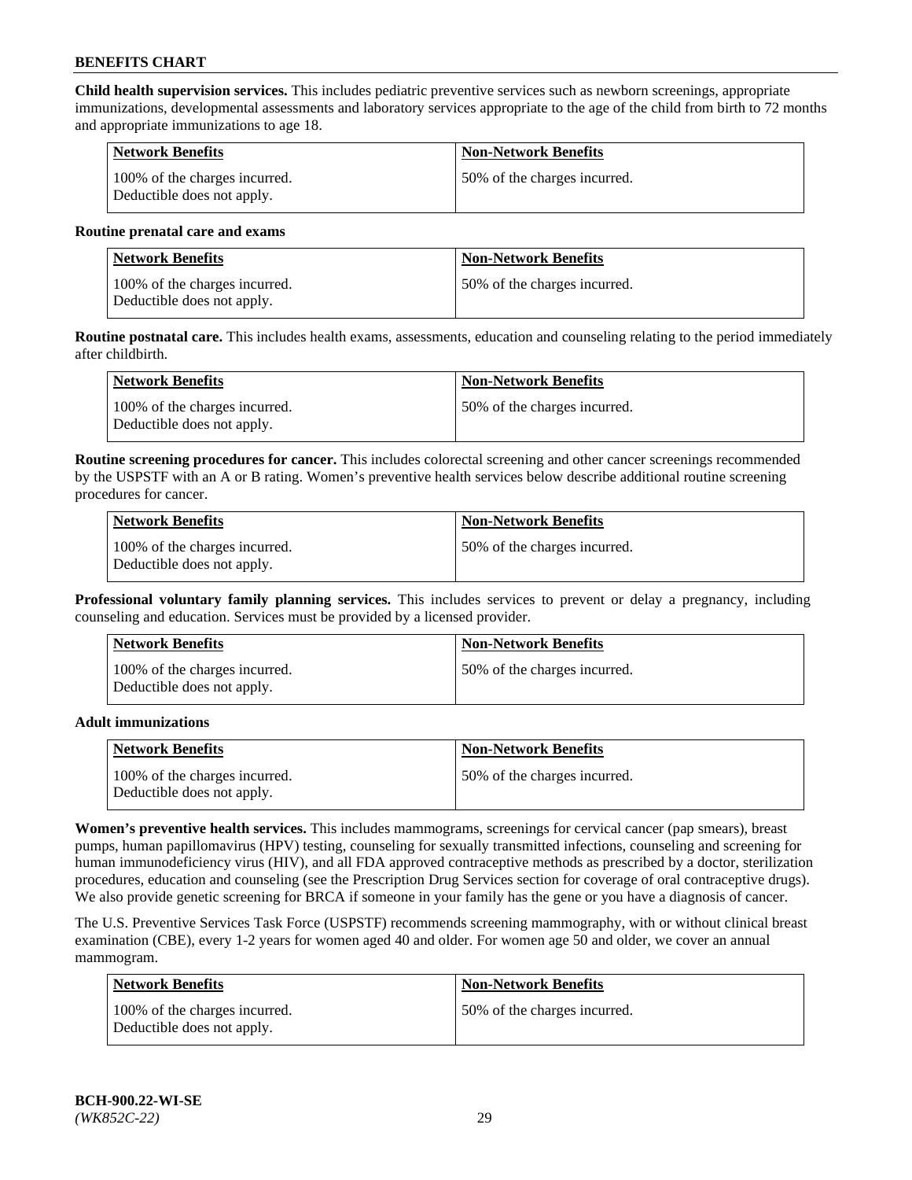**Child health supervision services.** This includes pediatric preventive services such as newborn screenings, appropriate immunizations, developmental assessments and laboratory services appropriate to the age of the child from birth to 72 months and appropriate immunizations to age 18.

| Network Benefits | Non-Network Benefits |
|---|---|
| 100% of the charges incurred. Deductible does not apply. | 50% of the charges incurred. |

**Routine prenatal care and exams**

| Network Benefits | Non-Network Benefits |
|---|---|
| 100% of the charges incurred. Deductible does not apply. | 50% of the charges incurred. |

**Routine postnatal care.** This includes health exams, assessments, education and counseling relating to the period immediately after childbirth.

| Network Benefits | Non-Network Benefits |
|---|---|
| 100% of the charges incurred. Deductible does not apply. | 50% of the charges incurred. |

**Routine screening procedures for cancer.** This includes colorectal screening and other cancer screenings recommended by the USPSTF with an A or B rating. Women's preventive health services below describe additional routine screening procedures for cancer.

| Network Benefits | Non-Network Benefits |
|---|---|
| 100% of the charges incurred. Deductible does not apply. | 50% of the charges incurred. |

**Professional voluntary family planning services.** This includes services to prevent or delay a pregnancy, including counseling and education. Services must be provided by a licensed provider.

| Network Benefits | Non-Network Benefits |
|---|---|
| 100% of the charges incurred. Deductible does not apply. | 50% of the charges incurred. |

**Adult immunizations**

| Network Benefits | Non-Network Benefits |
|---|---|
| 100% of the charges incurred. Deductible does not apply. | 50% of the charges incurred. |

**Women's preventive health services.** This includes mammograms, screenings for cervical cancer (pap smears), breast pumps, human papillomavirus (HPV) testing, counseling for sexually transmitted infections, counseling and screening for human immunodeficiency virus (HIV), and all FDA approved contraceptive methods as prescribed by a doctor, sterilization procedures, education and counseling (see the Prescription Drug Services section for coverage of oral contraceptive drugs). We also provide genetic screening for BRCA if someone in your family has the gene or you have a diagnosis of cancer.

The U.S. Preventive Services Task Force (USPSTF) recommends screening mammography, with or without clinical breast examination (CBE), every 1-2 years for women aged 40 and older. For women age 50 and older, we cover an annual mammogram.

| Network Benefits | Non-Network Benefits |
|---|---|
| 100% of the charges incurred. Deductible does not apply. | 50% of the charges incurred. |

**BCH-900.22-WI-SE**
*(WK852C-22)*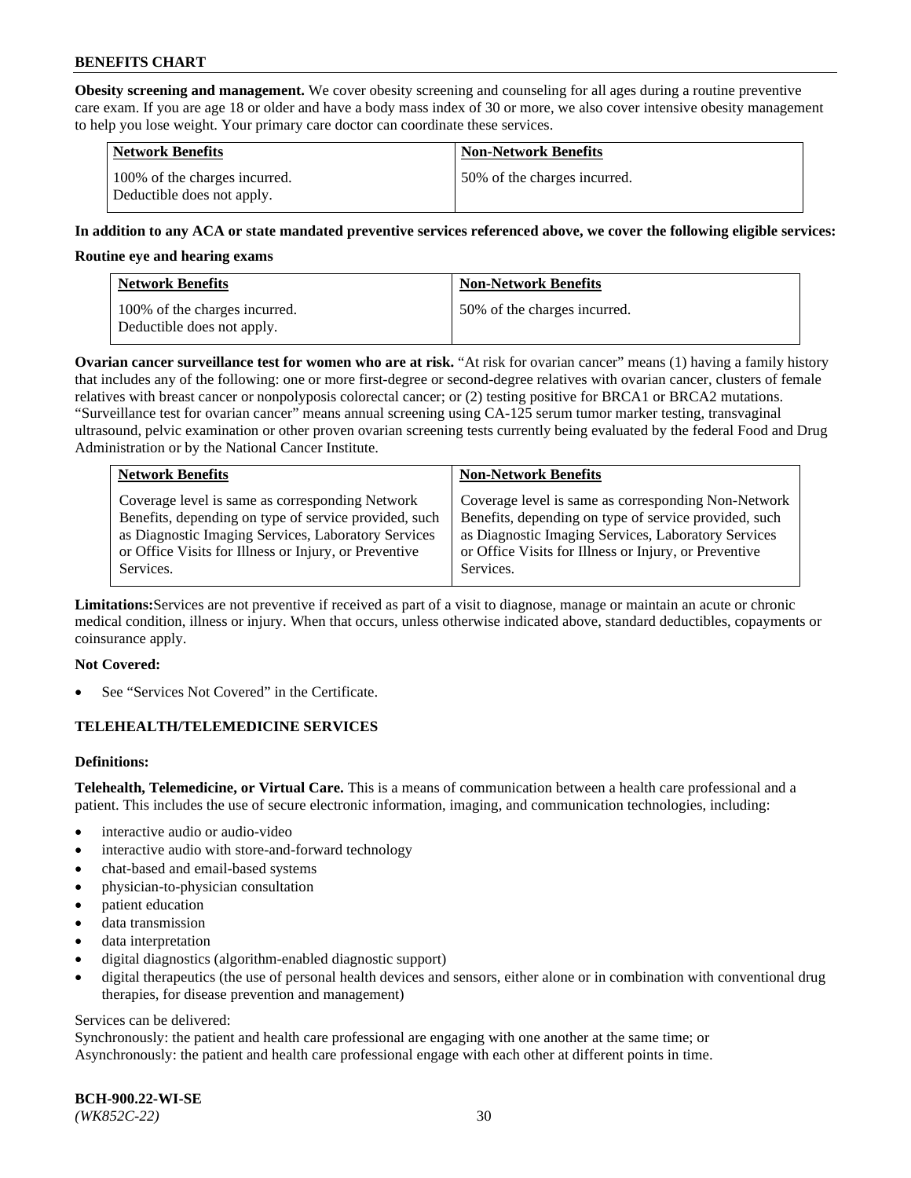**Obesity screening and management.** We cover obesity screening and counseling for all ages during a routine preventive care exam. If you are age 18 or older and have a body mass index of 30 or more, we also cover intensive obesity management to help you lose weight. Your primary care doctor can coordinate these services.

| Network Benefits | Non-Network Benefits |
|---|---|
| 100% of the charges incurred. Deductible does not apply. | 50% of the charges incurred. |

**In addition to any ACA or state mandated preventive services referenced above, we cover the following eligible services:**

**Routine eye and hearing exams**

| Network Benefits | Non-Network Benefits |
|---|---|
| 100% of the charges incurred. Deductible does not apply. | 50% of the charges incurred. |

**Ovarian cancer surveillance test for women who are at risk.** "At risk for ovarian cancer" means (1) having a family history that includes any of the following: one or more first-degree or second-degree relatives with ovarian cancer, clusters of female relatives with breast cancer or nonpolyposis colorectal cancer; or (2) testing positive for BRCA1 or BRCA2 mutations. "Surveillance test for ovarian cancer" means annual screening using CA-125 serum tumor marker testing, transvaginal ultrasound, pelvic examination or other proven ovarian screening tests currently being evaluated by the federal Food and Drug Administration or by the National Cancer Institute.

| Network Benefits | Non-Network Benefits |
|---|---|
| Coverage level is same as corresponding Network Benefits, depending on type of service provided, such as Diagnostic Imaging Services, Laboratory Services or Office Visits for Illness or Injury, or Preventive Services. | Coverage level is same as corresponding Non-Network Benefits, depending on type of service provided, such as Diagnostic Imaging Services, Laboratory Services or Office Visits for Illness or Injury, or Preventive Services. |

**Limitations:** Services are not preventive if received as part of a visit to diagnose, manage or maintain an acute or chronic medical condition, illness or injury. When that occurs, unless otherwise indicated above, standard deductibles, copayments or coinsurance apply.

**Not Covered:**

- See "Services Not Covered" in the Certificate.

## TELEHEALTH/TELEMEDICINE SERVICES

**Definitions:**

**Telehealth, Telemedicine, or Virtual Care.** This is a means of communication between a health care professional and a patient. This includes the use of secure electronic information, imaging, and communication technologies, including:

- interactive audio or audio-video
- interactive audio with store-and-forward technology
- chat-based and email-based systems
- physician-to-physician consultation
- patient education
- data transmission
- data interpretation
- digital diagnostics (algorithm-enabled diagnostic support)
- digital therapeutics (the use of personal health devices and sensors, either alone or in combination with conventional drug therapies, for disease prevention and management)

Services can be delivered:
Synchronously: the patient and health care professional are engaging with one another at the same time; or
Asynchronously: the patient and health care professional engage with each other at different points in time.

**BCH-900.22-WI-SE**
*(WK852C-22)*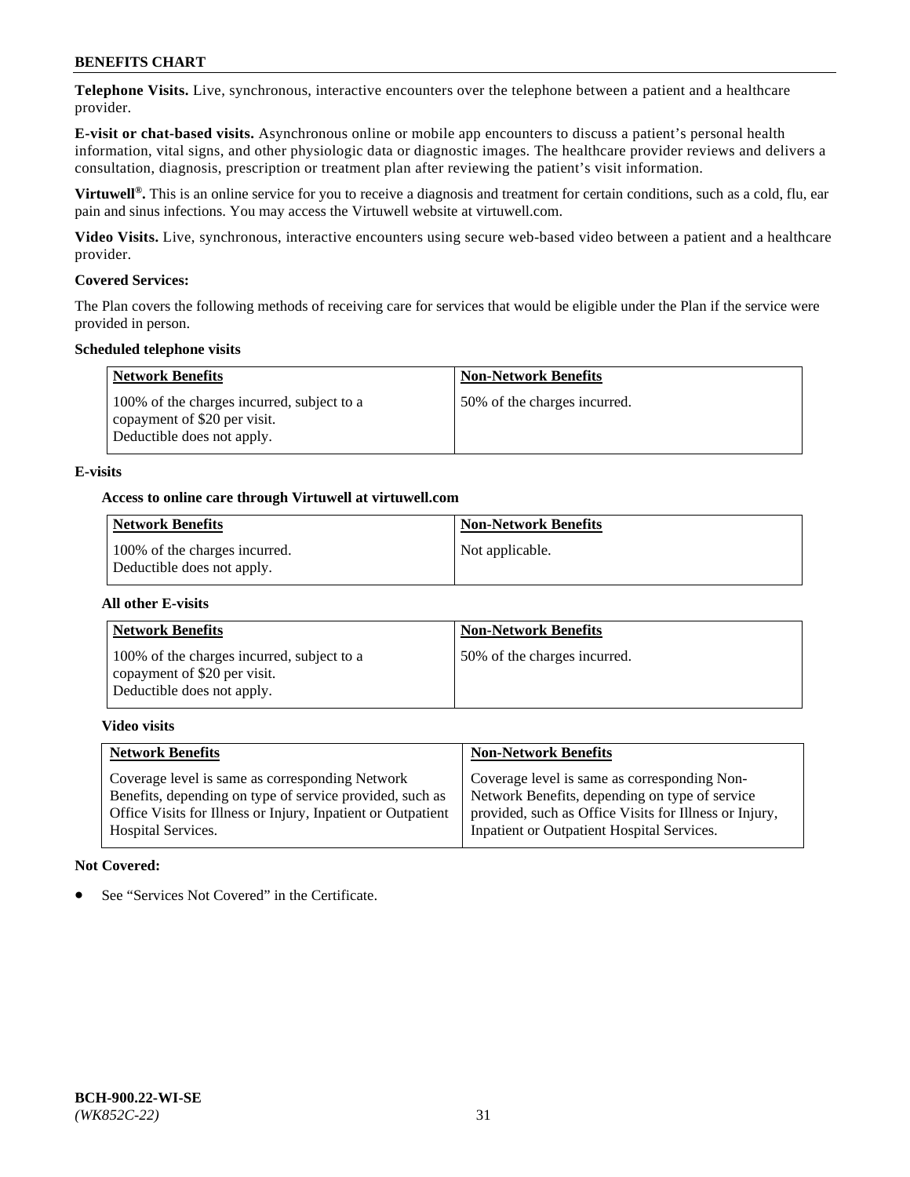**Telephone Visits.** Live, synchronous, interactive encounters over the telephone between a patient and a healthcare provider.

**E-visit or chat-based visits.** Asynchronous online or mobile app encounters to discuss a patient's personal health information, vital signs, and other physiologic data or diagnostic images. The healthcare provider reviews and delivers a consultation, diagnosis, prescription or treatment plan after reviewing the patient's visit information.

**Virtuwell®.** This is an online service for you to receive a diagnosis and treatment for certain conditions, such as a cold, flu, ear pain and sinus infections. You may access the Virtuwell website at virtuwell.com.

**Video Visits.** Live, synchronous, interactive encounters using secure web-based video between a patient and a healthcare provider.

**Covered Services:**

The Plan covers the following methods of receiving care for services that would be eligible under the Plan if the service were provided in person.

**Scheduled telephone visits**

| Network Benefits | Non-Network Benefits |
|---|---|
| 100% of the charges incurred, subject to a copayment of $20 per visit. Deductible does not apply. | 50% of the charges incurred. |

**E-visits**

**Access to online care through Virtuwell at virtuwell.com**

| Network Benefits | Non-Network Benefits |
|---|---|
| 100% of the charges incurred. Deductible does not apply. | Not applicable. |

**All other E-visits**

| Network Benefits | Non-Network Benefits |
|---|---|
| 100% of the charges incurred, subject to a copayment of $20 per visit. Deductible does not apply. | 50% of the charges incurred. |

**Video visits**

| Network Benefits | Non-Network Benefits |
|---|---|
| Coverage level is same as corresponding Network Benefits, depending on type of service provided, such as Office Visits for Illness or Injury, Inpatient or Outpatient Hospital Services. | Coverage level is same as corresponding Non-Network Benefits, depending on type of service provided, such as Office Visits for Illness or Injury, Inpatient or Outpatient Hospital Services. |

**Not Covered:**

- See "Services Not Covered" in the Certificate.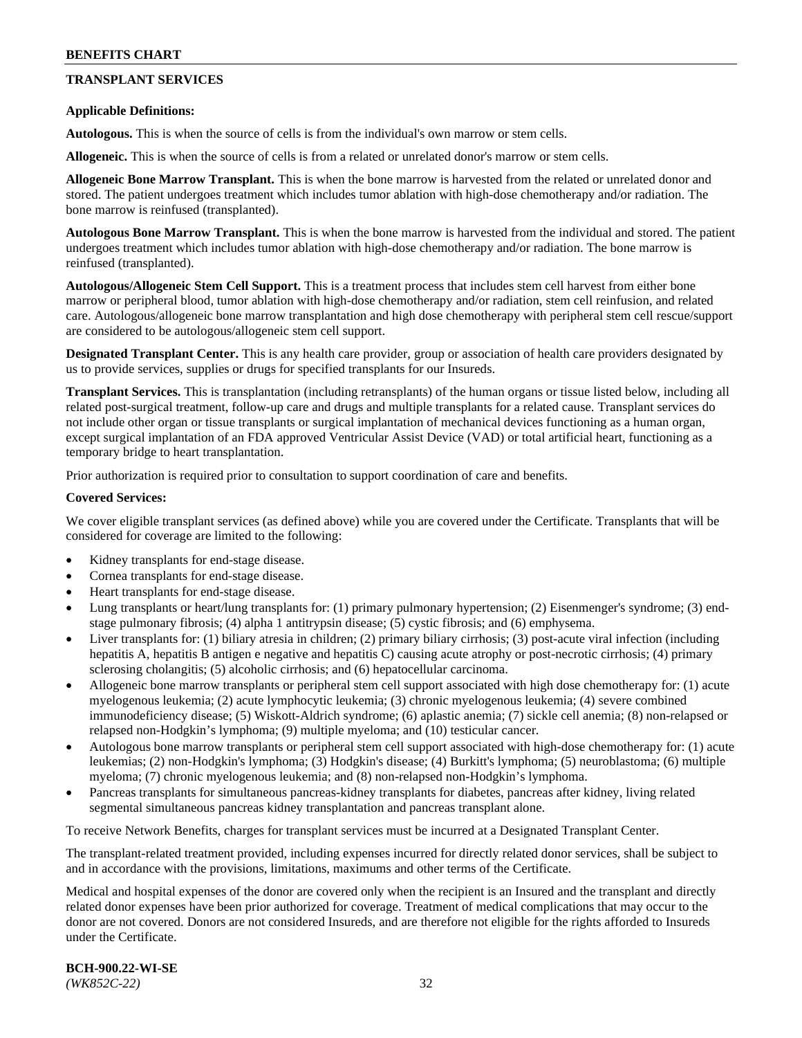## TRANSPLANT SERVICES

**Applicable Definitions:**

**Autologous.** This is when the source of cells is from the individual's own marrow or stem cells.

**Allogeneic.** This is when the source of cells is from a related or unrelated donor's marrow or stem cells.

**Allogeneic Bone Marrow Transplant.** This is when the bone marrow is harvested from the related or unrelated donor and stored. The patient undergoes treatment which includes tumor ablation with high-dose chemotherapy and/or radiation. The bone marrow is reinfused (transplanted).

**Autologous Bone Marrow Transplant.** This is when the bone marrow is harvested from the individual and stored. The patient undergoes treatment which includes tumor ablation with high-dose chemotherapy and/or radiation. The bone marrow is reinfused (transplanted).

**Autologous/Allogeneic Stem Cell Support.** This is a treatment process that includes stem cell harvest from either bone marrow or peripheral blood, tumor ablation with high-dose chemotherapy and/or radiation, stem cell reinfusion, and related care. Autologous/allogeneic bone marrow transplantation and high dose chemotherapy with peripheral stem cell rescue/support are considered to be autologous/allogeneic stem cell support.

**Designated Transplant Center.** This is any health care provider, group or association of health care providers designated by us to provide services, supplies or drugs for specified transplants for our Insureds.

**Transplant Services.** This is transplantation (including retransplants) of the human organs or tissue listed below, including all related post-surgical treatment, follow-up care and drugs and multiple transplants for a related cause. Transplant services do not include other organ or tissue transplants or surgical implantation of mechanical devices functioning as a human organ, except surgical implantation of an FDA approved Ventricular Assist Device (VAD) or total artificial heart, functioning as a temporary bridge to heart transplantation.

Prior authorization is required prior to consultation to support coordination of care and benefits.

**Covered Services:**

We cover eligible transplant services (as defined above) while you are covered under the Certificate. Transplants that will be considered for coverage are limited to the following:

- Kidney transplants for end-stage disease.
- Cornea transplants for end-stage disease.
- Heart transplants for end-stage disease.
- Lung transplants or heart/lung transplants for: (1) primary pulmonary hypertension; (2) Eisenmenger's syndrome; (3) end-stage pulmonary fibrosis; (4) alpha 1 antitrypsin disease; (5) cystic fibrosis; and (6) emphysema.
- Liver transplants for: (1) biliary atresia in children; (2) primary biliary cirrhosis; (3) post-acute viral infection (including hepatitis A, hepatitis B antigen e negative and hepatitis C) causing acute atrophy or post-necrotic cirrhosis; (4) primary sclerosing cholangitis; (5) alcoholic cirrhosis; and (6) hepatocellular carcinoma.
- Allogeneic bone marrow transplants or peripheral stem cell support associated with high dose chemotherapy for: (1) acute myelogenous leukemia; (2) acute lymphocytic leukemia; (3) chronic myelogenous leukemia; (4) severe combined immunodeficiency disease; (5) Wiskott-Aldrich syndrome; (6) aplastic anemia; (7) sickle cell anemia; (8) non-relapsed or relapsed non-Hodgkin's lymphoma; (9) multiple myeloma; and (10) testicular cancer.
- Autologous bone marrow transplants or peripheral stem cell support associated with high-dose chemotherapy for: (1) acute leukemias; (2) non-Hodgkin's lymphoma; (3) Hodgkin's disease; (4) Burkitt's lymphoma; (5) neuroblastoma; (6) multiple myeloma; (7) chronic myelogenous leukemia; and (8) non-relapsed non-Hodgkin's lymphoma.
- Pancreas transplants for simultaneous pancreas-kidney transplants for diabetes, pancreas after kidney, living related segmental simultaneous pancreas kidney transplantation and pancreas transplant alone.

To receive Network Benefits, charges for transplant services must be incurred at a Designated Transplant Center.

The transplant-related treatment provided, including expenses incurred for directly related donor services, shall be subject to and in accordance with the provisions, limitations, maximums and other terms of the Certificate.

Medical and hospital expenses of the donor are covered only when the recipient is an Insured and the transplant and directly related donor expenses have been prior authorized for coverage. Treatment of medical complications that may occur to the donor are not covered. Donors are not considered Insureds, and are therefore not eligible for the rights afforded to Insureds under the Certificate.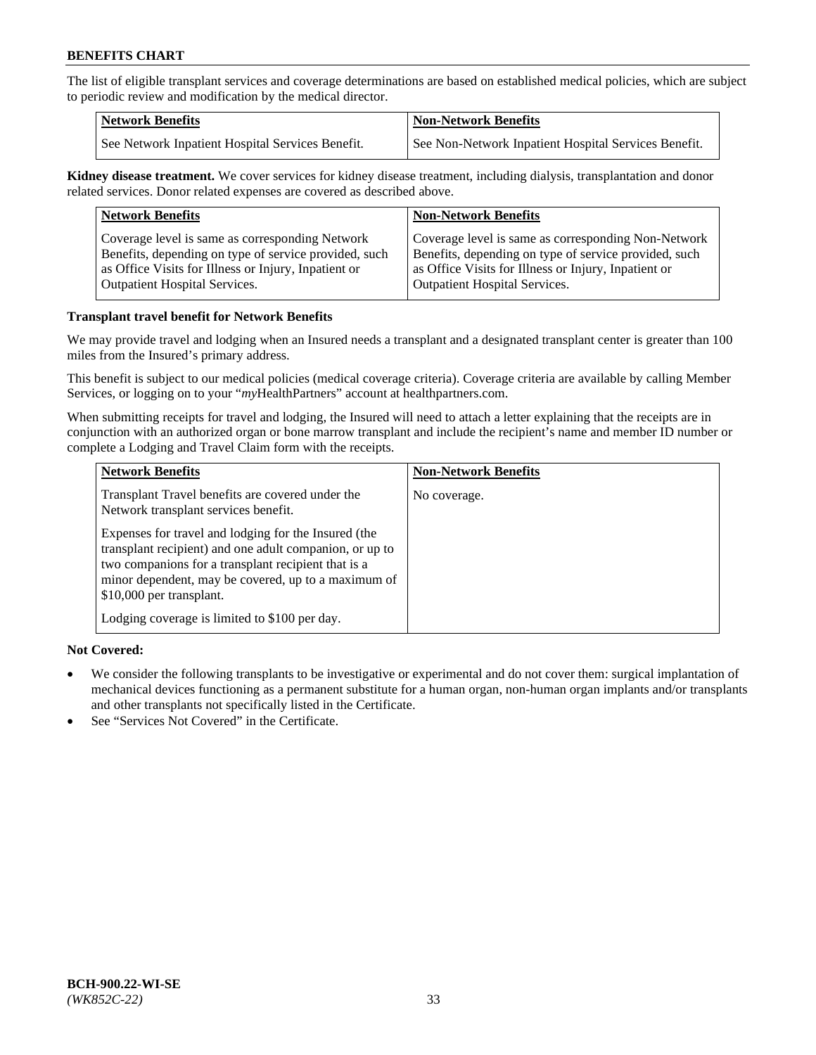The list of eligible transplant services and coverage determinations are based on established medical policies, which are subject to periodic review and modification by the medical director.

| Network Benefits | Non-Network Benefits |
|---|---|
| See Network Inpatient Hospital Services Benefit. | See Non-Network Inpatient Hospital Services Benefit. |

**Kidney disease treatment.** We cover services for kidney disease treatment, including dialysis, transplantation and donor related services. Donor related expenses are covered as described above.

| Network Benefits | Non-Network Benefits |
|---|---|
| Coverage level is same as corresponding Network Benefits, depending on type of service provided, such as Office Visits for Illness or Injury, Inpatient or Outpatient Hospital Services. | Coverage level is same as corresponding Non-Network Benefits, depending on type of service provided, such as Office Visits for Illness or Injury, Inpatient or Outpatient Hospital Services. |

**Transplant travel benefit for Network Benefits**

We may provide travel and lodging when an Insured needs a transplant and a designated transplant center is greater than 100 miles from the Insured's primary address.

This benefit is subject to our medical policies (medical coverage criteria). Coverage criteria are available by calling Member Services, or logging on to your "*my*HealthPartners" account at healthpartners.com.

When submitting receipts for travel and lodging, the Insured will need to attach a letter explaining that the receipts are in conjunction with an authorized organ or bone marrow transplant and include the recipient's name and member ID number or complete a Lodging and Travel Claim form with the receipts.

| Network Benefits | Non-Network Benefits |
|---|---|
| Transplant Travel benefits are covered under the Network transplant services benefit.<br><br>Expenses for travel and lodging for the Insured (the transplant recipient) and one adult companion, or up to two companions for a transplant recipient that is a minor dependent, may be covered, up to a maximum of $10,000 per transplant.<br><br>Lodging coverage is limited to $100 per day. | No coverage. |

**Not Covered:**

- We consider the following transplants to be investigative or experimental and do not cover them: surgical implantation of mechanical devices functioning as a permanent substitute for a human organ, non-human organ implants and/or transplants and other transplants not specifically listed in the Certificate.
- See "Services Not Covered" in the Certificate.

**BCH-900.22-WI-SE**
*(WK852C-22)*